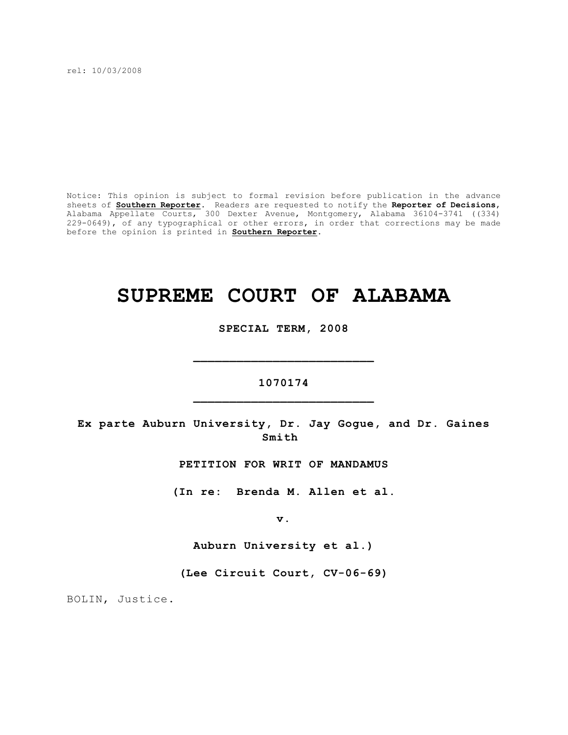rel: 10/03/2008

Notice: This opinion is subject to formal revision before publication in the advance sheets of **Southern Reporter**. Readers are requested to notify the **Reporter of Decisions**, Alabama Appellate Courts, 300 Dexter Avenue, Montgomery, Alabama 36104-3741 ((334) 229-0649), of any typographical or other errors, in order that corrections may be made before the opinion is printed in **Southern Reporter**.

# SUPREME COURT OF ALABAMA

**SPECIAL TERM, 2008**

_________________________

**1070174**

_________________________

**Ex parte Auburn University, Dr. Jay Gogue, and Dr. Gaines Smith**

**PETITION FOR WRIT OF MANDAMUS**

**(In re: Brenda M. Allen et al.**

**v.**

**Auburn University et al.)**

**(Lee Circuit Court, CV-06-69)**

BOLIN, Justice.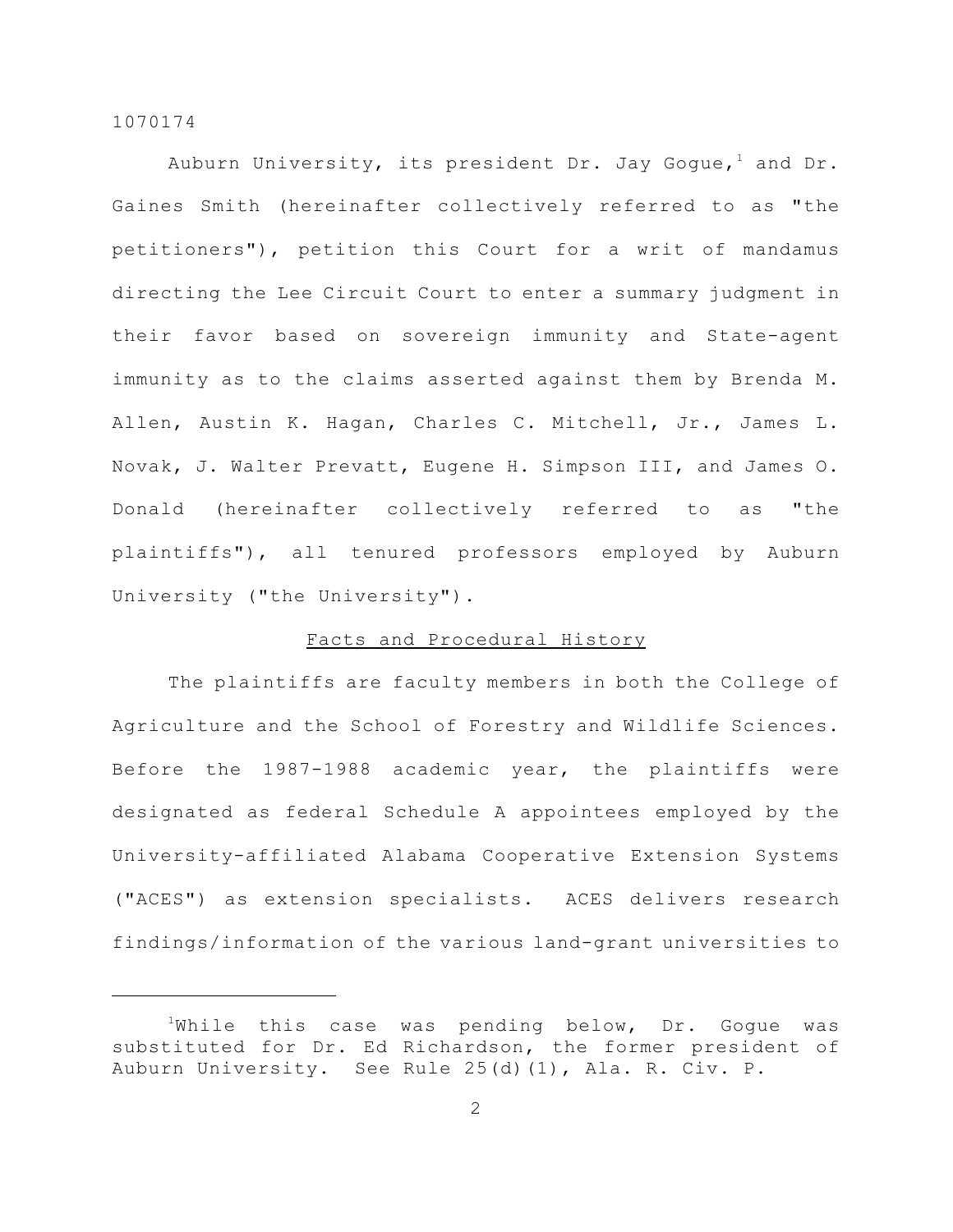Auburn University, its president Dr. Jay Gogue,[1] and Dr. Gaines Smith (hereinafter collectively referred to as "the petitioners"), petition this Court for a writ of mandamus directing the Lee Circuit Court to enter a summary judgment in their favor based on sovereign immunity and State-agent immunity as to the claims asserted against them by Brenda M. Allen, Austin K. Hagan, Charles C. Mitchell, Jr., James L. Novak, J. Walter Prevatt, Eugene H. Simpson III, and James O. Donald (hereinafter collectively referred to as "the plaintiffs"), all tenured professors employed by Auburn University ("the University").

## Facts and Procedural History

The plaintiffs are faculty members in both the College of Agriculture and the School of Forestry and Wildlife Sciences. Before the 1987-1988 academic year, the plaintiffs were designated as federal Schedule A appointees employed by the University-affiliated Alabama Cooperative Extension Systems ("ACES") as extension specialists. ACES delivers research findings/information of the various land-grant universities to

---

[1] While this case was pending below, Dr. Gogue was substituted for Dr. Ed Richardson, the former president of Auburn University. See Rule 25(d)(1), Ala. R. Civ. P.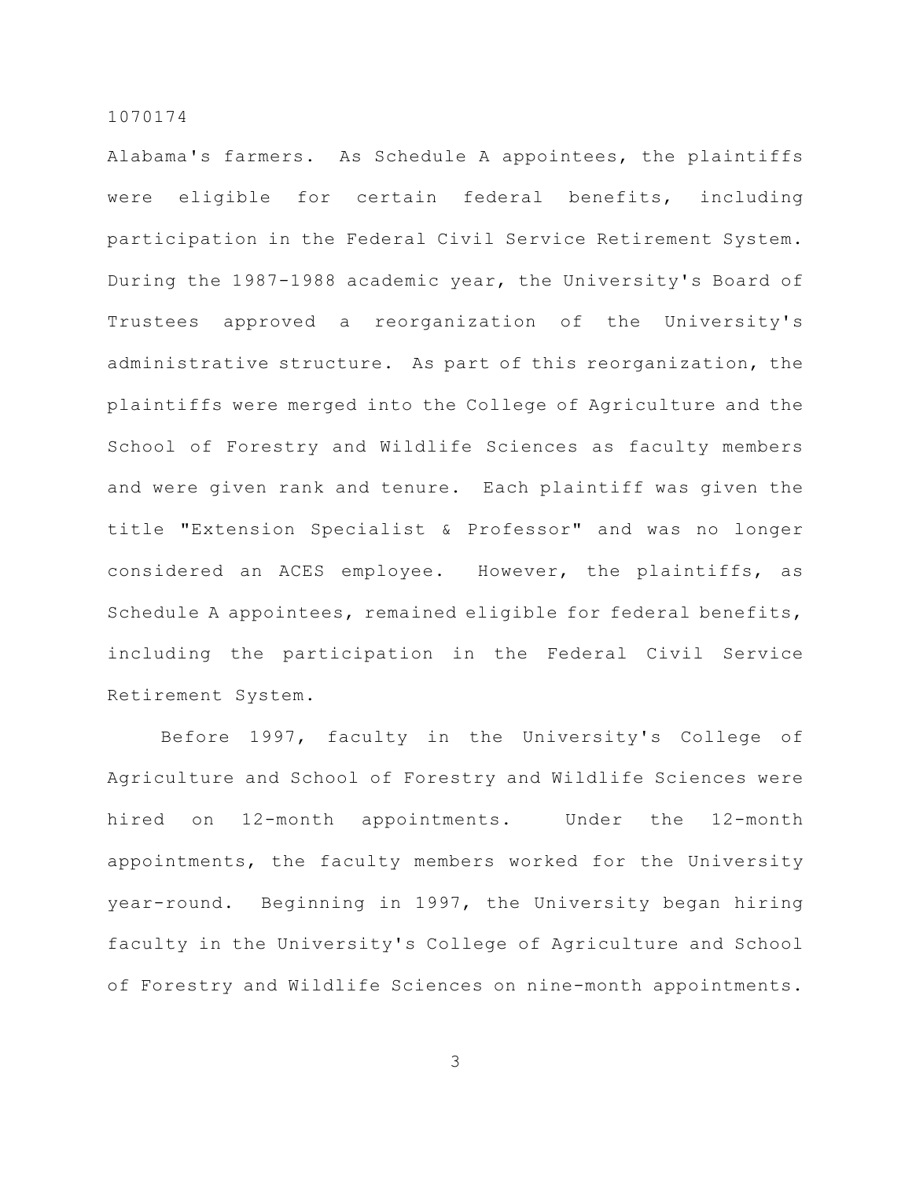Alabama's farmers. As Schedule A appointees, the plaintiffs were eligible for certain federal benefits, including participation in the Federal Civil Service Retirement System. During the 1987-1988 academic year, the University's Board of Trustees approved a reorganization of the University's administrative structure. As part of this reorganization, the plaintiffs were merged into the College of Agriculture and the School of Forestry and Wildlife Sciences as faculty members and were given rank and tenure. Each plaintiff was given the title "Extension Specialist & Professor" and was no longer considered an ACES employee. However, the plaintiffs, as Schedule A appointees, remained eligible for federal benefits, including the participation in the Federal Civil Service Retirement System.

Before 1997, faculty in the University's College of Agriculture and School of Forestry and Wildlife Sciences were hired on 12-month appointments. Under the 12-month appointments, the faculty members worked for the University year-round. Beginning in 1997, the University began hiring faculty in the University's College of Agriculture and School of Forestry and Wildlife Sciences on nine-month appointments.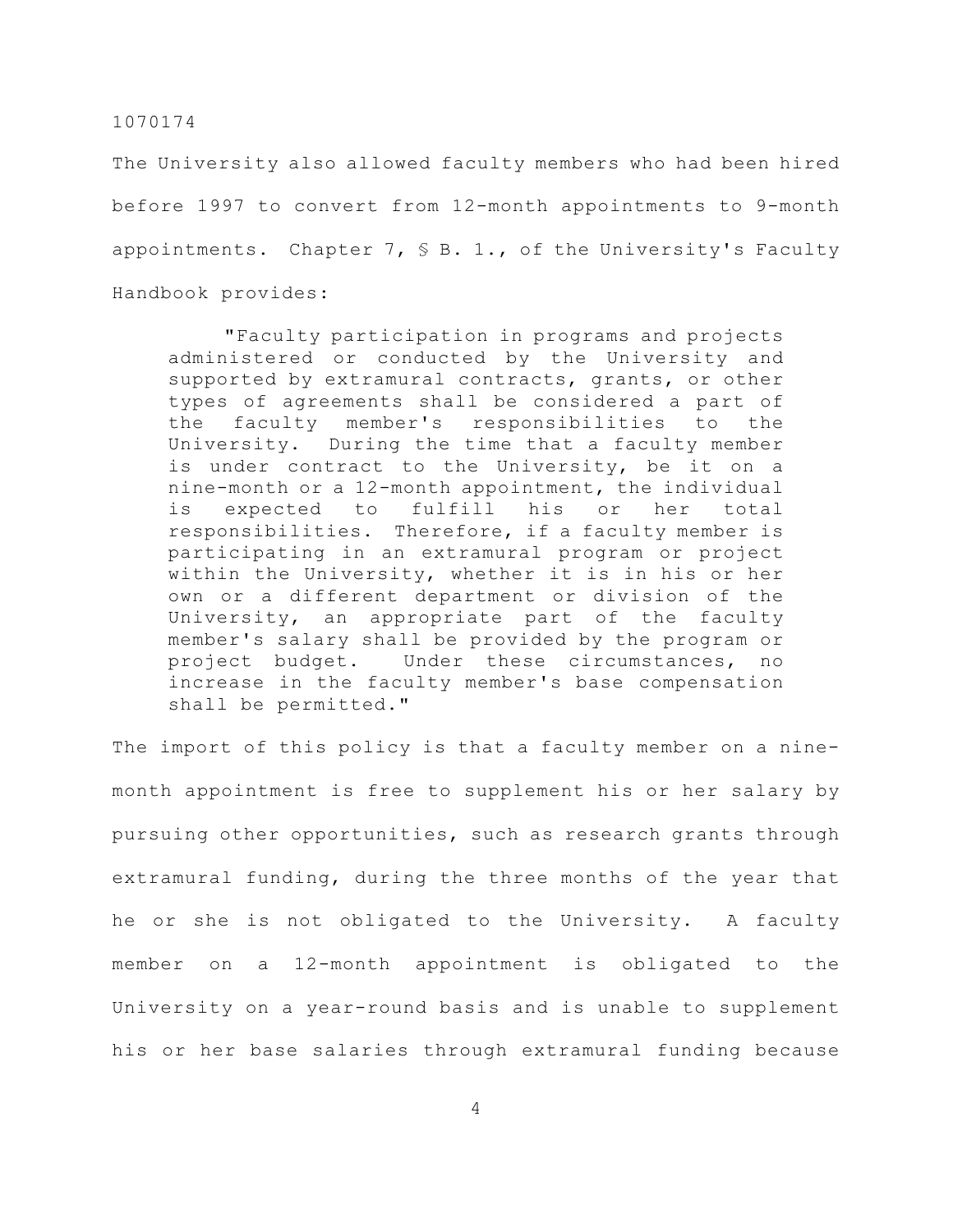The University also allowed faculty members who had been hired before 1997 to convert from 12-month appointments to 9-month appointments. Chapter 7, § B. 1., of the University's Faculty Handbook provides:

> "Faculty participation in programs and projects administered or conducted by the University and supported by extramural contracts, grants, or other types of agreements shall be considered a part of the faculty member's responsibilities to the University. During the time that a faculty member is under contract to the University, be it on a nine-month or a 12-month appointment, the individual is expected to fulfill his or her total responsibilities. Therefore, if a faculty member is participating in an extramural program or project within the University, whether it is in his or her own or a different department or division of the University, an appropriate part of the faculty member's salary shall be provided by the program or project budget. Under these circumstances, no increase in the faculty member's base compensation shall be permitted."

The import of this policy is that a faculty member on a nine-month appointment is free to supplement his or her salary by pursuing other opportunities, such as research grants through extramural funding, during the three months of the year that he or she is not obligated to the University. A faculty member on a 12-month appointment is obligated to the University on a year-round basis and is unable to supplement his or her base salaries through extramural funding because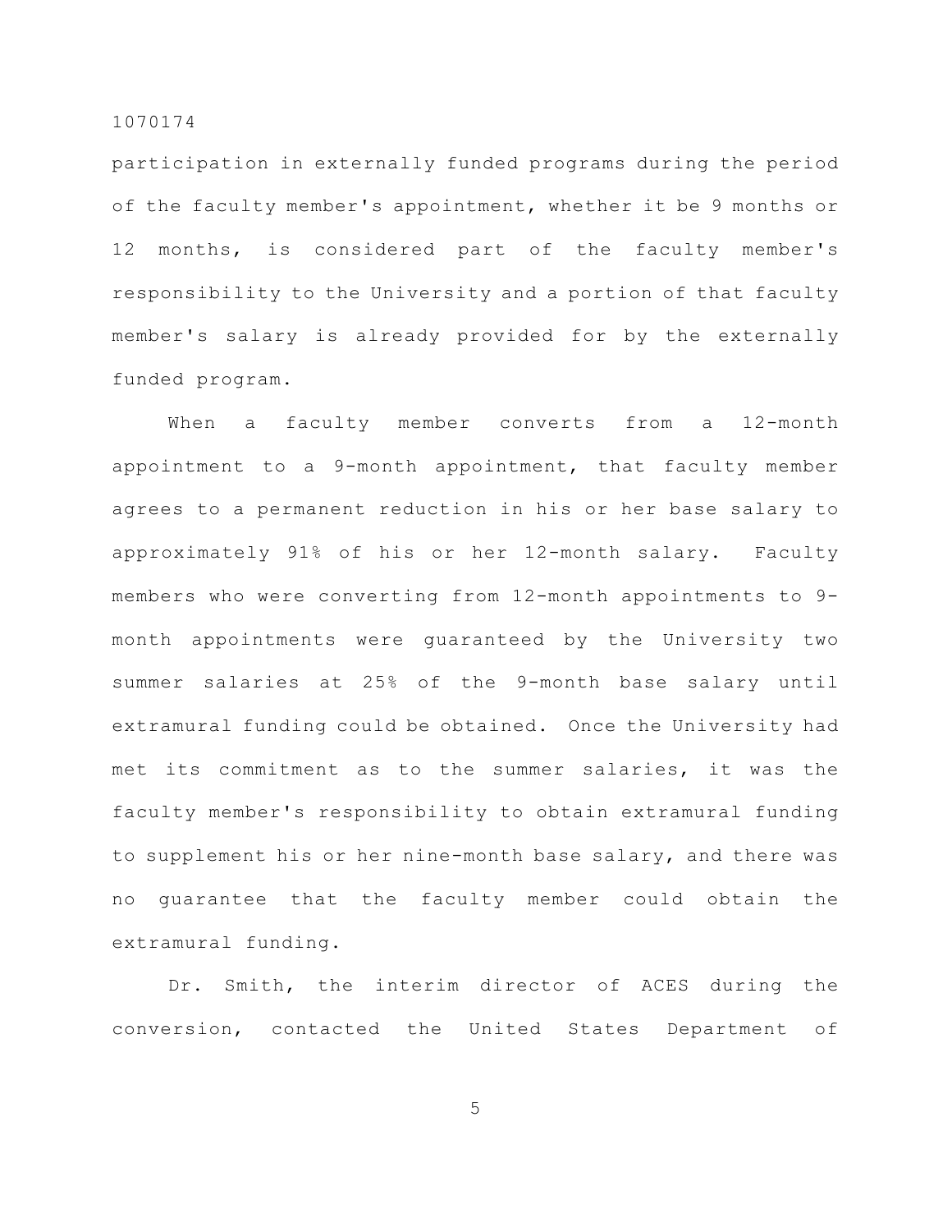participation in externally funded programs during the period of the faculty member's appointment, whether it be 9 months or 12 months, is considered part of the faculty member's responsibility to the University and a portion of that faculty member's salary is already provided for by the externally funded program.

When a faculty member converts from a 12-month appointment to a 9-month appointment, that faculty member agrees to a permanent reduction in his or her base salary to approximately 91% of his or her 12-month salary. Faculty members who were converting from 12-month appointments to 9-month appointments were guaranteed by the University two summer salaries at 25% of the 9-month base salary until extramural funding could be obtained. Once the University had met its commitment as to the summer salaries, it was the faculty member's responsibility to obtain extramural funding to supplement his or her nine-month base salary, and there was no guarantee that the faculty member could obtain the extramural funding.

Dr. Smith, the interim director of ACES during the conversion, contacted the United States Department of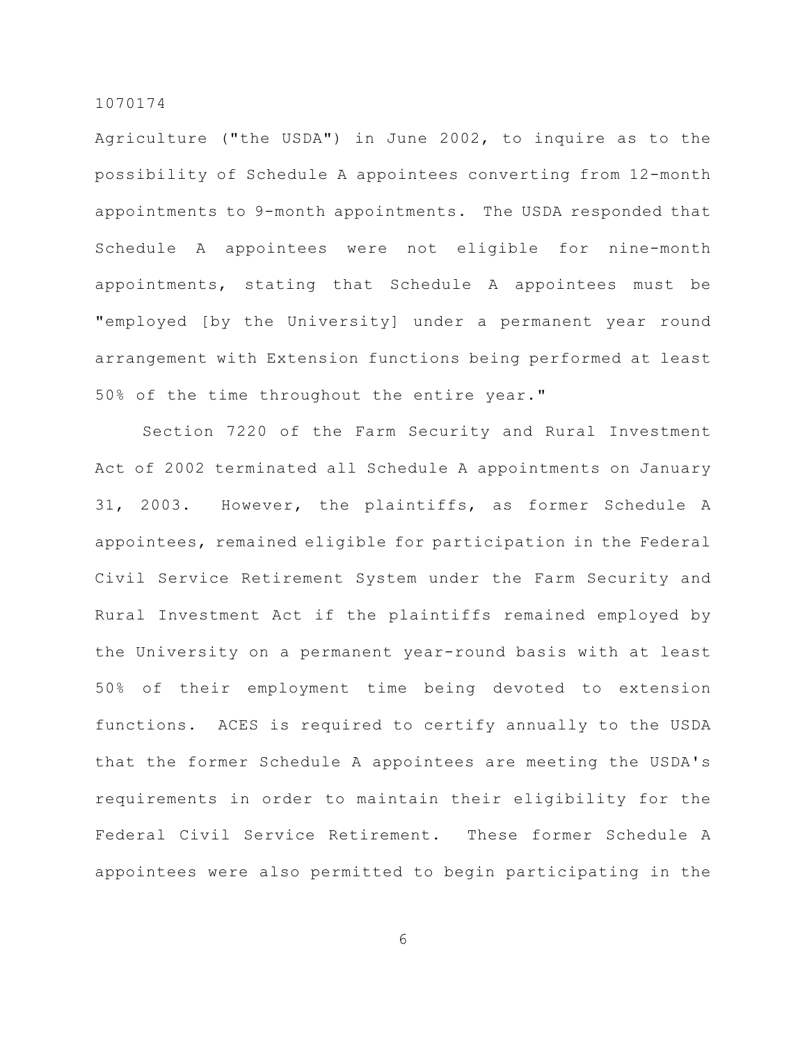Agriculture ("the USDA") in June 2002, to inquire as to the possibility of Schedule A appointees converting from 12-month appointments to 9-month appointments. The USDA responded that Schedule A appointees were not eligible for nine-month appointments, stating that Schedule A appointees must be "employed [by the University] under a permanent year round arrangement with Extension functions being performed at least 50% of the time throughout the entire year."

Section 7220 of the Farm Security and Rural Investment Act of 2002 terminated all Schedule A appointments on January 31, 2003. However, the plaintiffs, as former Schedule A appointees, remained eligible for participation in the Federal Civil Service Retirement System under the Farm Security and Rural Investment Act if the plaintiffs remained employed by the University on a permanent year-round basis with at least 50% of their employment time being devoted to extension functions. ACES is required to certify annually to the USDA that the former Schedule A appointees are meeting the USDA's requirements in order to maintain their eligibility for the Federal Civil Service Retirement. These former Schedule A appointees were also permitted to begin participating in the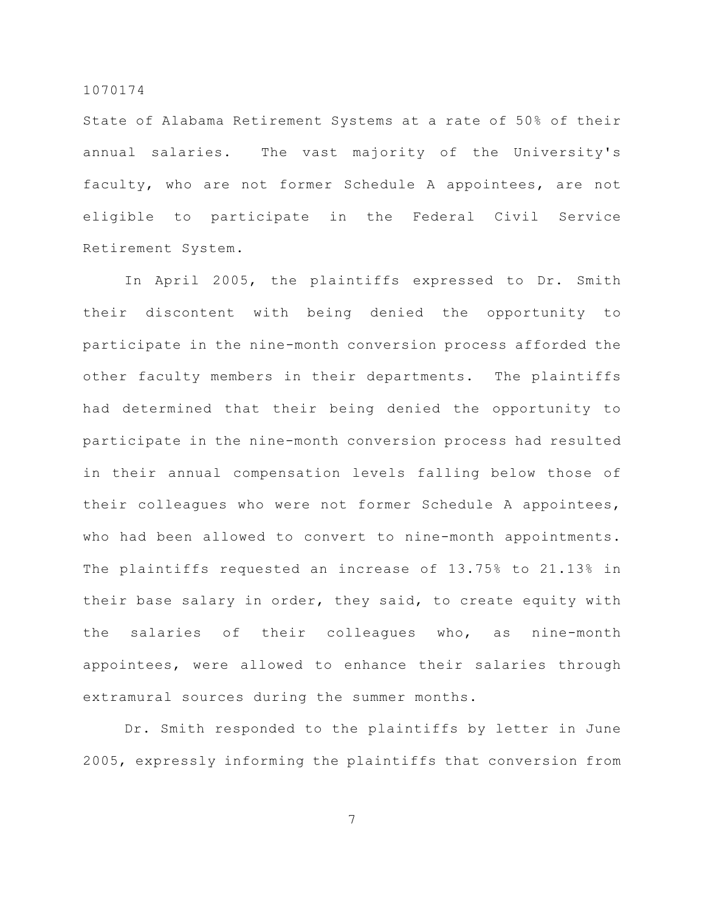State of Alabama Retirement Systems at a rate of 50% of their annual salaries. The vast majority of the University's faculty, who are not former Schedule A appointees, are not eligible to participate in the Federal Civil Service Retirement System.

In April 2005, the plaintiffs expressed to Dr. Smith their discontent with being denied the opportunity to participate in the nine-month conversion process afforded the other faculty members in their departments. The plaintiffs had determined that their being denied the opportunity to participate in the nine-month conversion process had resulted in their annual compensation levels falling below those of their colleagues who were not former Schedule A appointees, who had been allowed to convert to nine-month appointments. The plaintiffs requested an increase of 13.75% to 21.13% in their base salary in order, they said, to create equity with the salaries of their colleagues who, as nine-month appointees, were allowed to enhance their salaries through extramural sources during the summer months.

Dr. Smith responded to the plaintiffs by letter in June 2005, expressly informing the plaintiffs that conversion from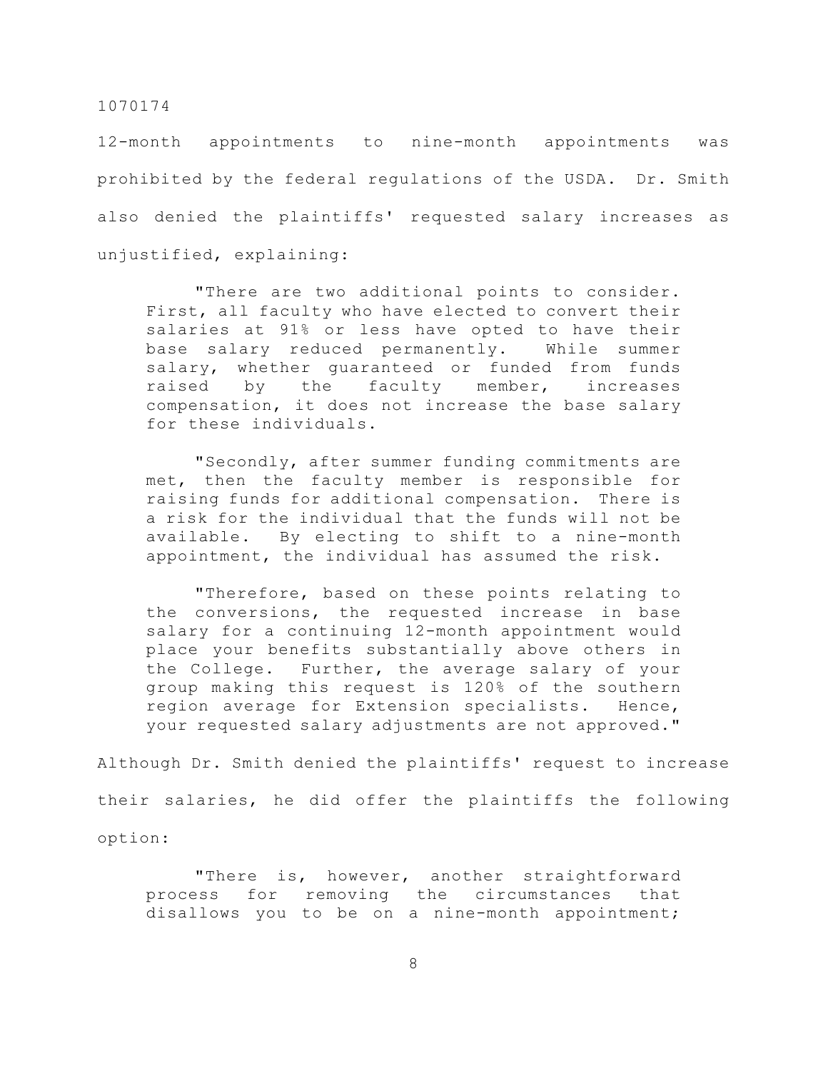12-month appointments to nine-month appointments was prohibited by the federal regulations of the USDA. Dr. Smith also denied the plaintiffs' requested salary increases as unjustified, explaining:

> "There are two additional points to consider. First, all faculty who have elected to convert their salaries at 91% or less have opted to have their base salary reduced permanently. While summer salary, whether guaranteed or funded from funds raised by the faculty member, increases compensation, it does not increase the base salary for these individuals.
>
> "Secondly, after summer funding commitments are met, then the faculty member is responsible for raising funds for additional compensation. There is a risk for the individual that the funds will not be available. By electing to shift to a nine-month appointment, the individual has assumed the risk.
>
> "Therefore, based on these points relating to the conversions, the requested increase in base salary for a continuing 12-month appointment would place your benefits substantially above others in the College. Further, the average salary of your group making this request is 120% of the southern region average for Extension specialists. Hence, your requested salary adjustments are not approved."

Although Dr. Smith denied the plaintiffs' request to increase their salaries, he did offer the plaintiffs the following option:

> "There is, however, another straightforward process for removing the circumstances that disallows you to be on a nine-month appointment;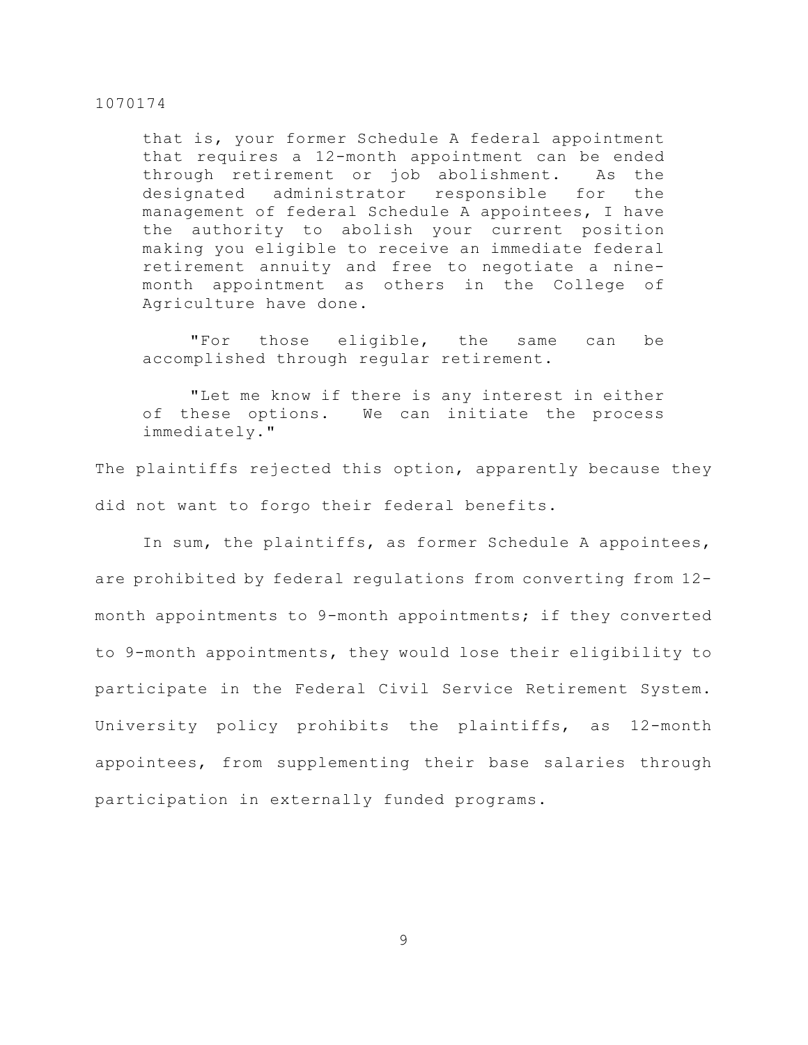> that is, your former Schedule A federal appointment that requires a 12-month appointment can be ended through retirement or job abolishment. As the designated administrator responsible for the management of federal Schedule A appointees, I have the authority to abolish your current position making you eligible to receive an immediate federal retirement annuity and free to negotiate a nine-month appointment as others in the College of Agriculture have done.
>
> "For those eligible, the same can be accomplished through regular retirement.
>
> "Let me know if there is any interest in either of these options. We can initiate the process immediately."

The plaintiffs rejected this option, apparently because they did not want to forgo their federal benefits.

In sum, the plaintiffs, as former Schedule A appointees, are prohibited by federal regulations from converting from 12-month appointments to 9-month appointments; if they converted to 9-month appointments, they would lose their eligibility to participate in the Federal Civil Service Retirement System. University policy prohibits the plaintiffs, as 12-month appointees, from supplementing their base salaries through participation in externally funded programs.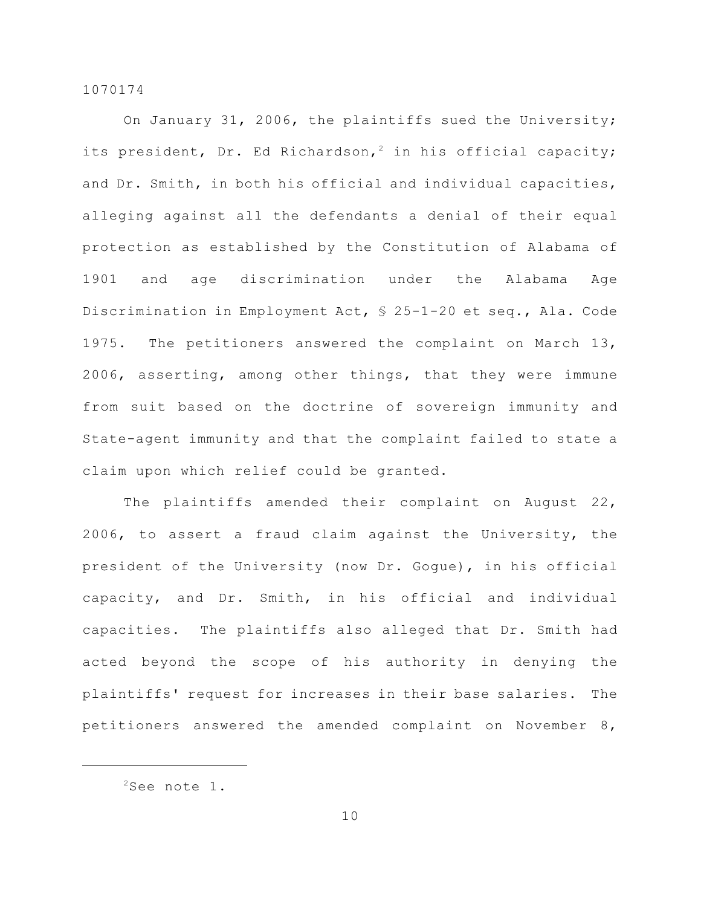On January 31, 2006, the plaintiffs sued the University; its president, Dr. Ed Richardson,[2] in his official capacity; and Dr. Smith, in both his official and individual capacities, alleging against all the defendants a denial of their equal protection as established by the Constitution of Alabama of 1901 and age discrimination under the Alabama Age Discrimination in Employment Act, § 25-1-20 et seq., Ala. Code 1975. The petitioners answered the complaint on March 13, 2006, asserting, among other things, that they were immune from suit based on the doctrine of sovereign immunity and State-agent immunity and that the complaint failed to state a claim upon which relief could be granted.

The plaintiffs amended their complaint on August 22, 2006, to assert a fraud claim against the University, the president of the University (now Dr. Gogue), in his official capacity, and Dr. Smith, in his official and individual capacities. The plaintiffs also alleged that Dr. Smith had acted beyond the scope of his authority in denying the plaintiffs' request for increases in their base salaries. The petitioners answered the amended complaint on November 8,

---

[2] See note 1.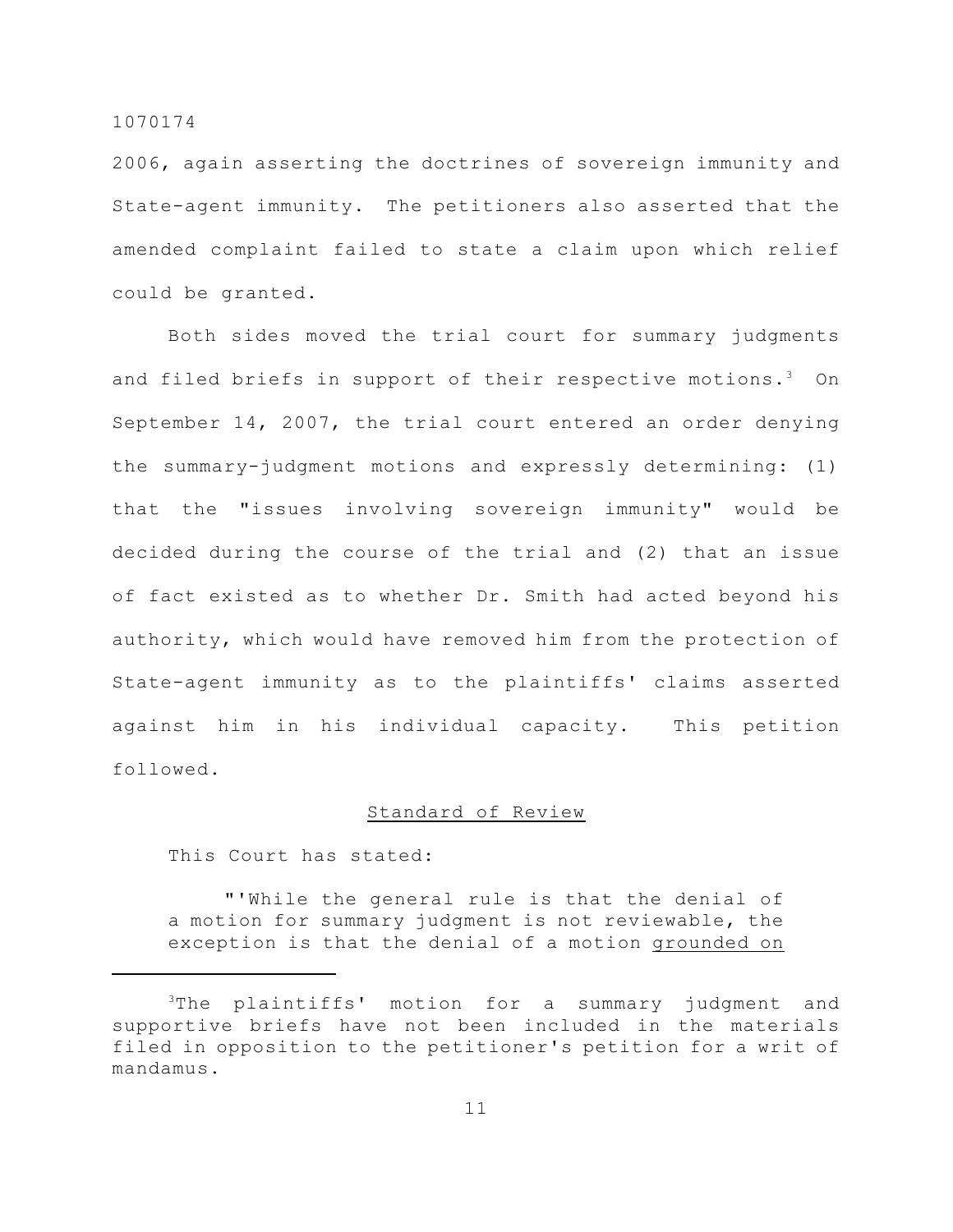2006, again asserting the doctrines of sovereign immunity and State-agent immunity. The petitioners also asserted that the amended complaint failed to state a claim upon which relief could be granted.

Both sides moved the trial court for summary judgments and filed briefs in support of their respective motions.[3] On September 14, 2007, the trial court entered an order denying the summary-judgment motions and expressly determining: (1) that the "issues involving sovereign immunity" would be decided during the course of the trial and (2) that an issue of fact existed as to whether Dr. Smith had acted beyond his authority, which would have removed him from the protection of State-agent immunity as to the plaintiffs' claims asserted against him in his individual capacity. This petition followed.

## Standard of Review

This Court has stated:

> "'While the general rule is that the denial of a motion for summary judgment is not reviewable, the exception is that the denial of a motion <u>grounded on</u>

[3]The plaintiffs' motion for a summary judgment and supportive briefs have not been included in the materials filed in opposition to the petitioner's petition for a writ of mandamus.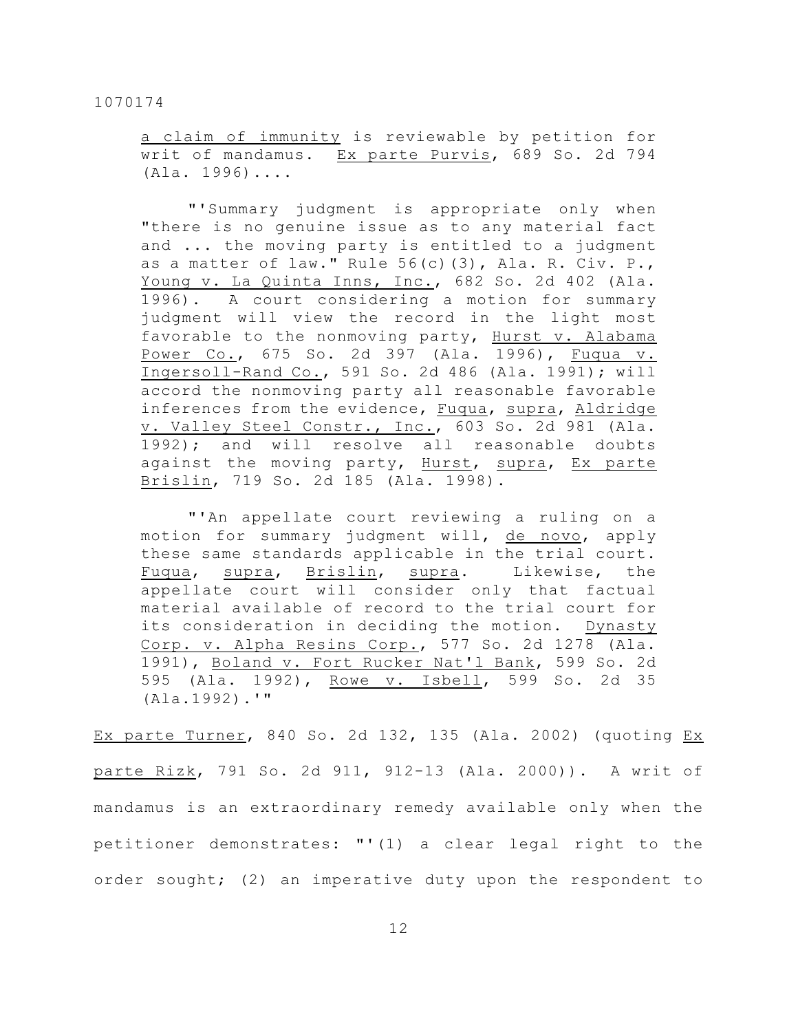> a claim of immunity is reviewable by petition for writ of mandamus. Ex parte Purvis, 689 So. 2d 794 (Ala. 1996)....
>
> "'Summary judgment is appropriate only when "there is no genuine issue as to any material fact and ... the moving party is entitled to a judgment as a matter of law." Rule 56(c)(3), Ala. R. Civ. P., Young v. La Quinta Inns, Inc., 682 So. 2d 402 (Ala. 1996). A court considering a motion for summary judgment will view the record in the light most favorable to the nonmoving party, Hurst v. Alabama Power Co., 675 So. 2d 397 (Ala. 1996), Fuqua v. Ingersoll-Rand Co., 591 So. 2d 486 (Ala. 1991); will accord the nonmoving party all reasonable favorable inferences from the evidence, Fuqua, supra, Aldridge v. Valley Steel Constr., Inc., 603 So. 2d 981 (Ala. 1992); and will resolve all reasonable doubts against the moving party, Hurst, supra, Ex parte Brislin, 719 So. 2d 185 (Ala. 1998).
>
> "'An appellate court reviewing a ruling on a motion for summary judgment will, de novo, apply these same standards applicable in the trial court. Fuqua, supra, Brislin, supra. Likewise, the appellate court will consider only that factual material available of record to the trial court for its consideration in deciding the motion. Dynasty Corp. v. Alpha Resins Corp., 577 So. 2d 1278 (Ala. 1991), Boland v. Fort Rucker Nat'l Bank, 599 So. 2d 595 (Ala. 1992), Rowe v. Isbell, 599 So. 2d 35 (Ala.1992).'"

Ex parte Turner, 840 So. 2d 132, 135 (Ala. 2002) (quoting Ex parte Rizk, 791 So. 2d 911, 912-13 (Ala. 2000)). A writ of mandamus is an extraordinary remedy available only when the petitioner demonstrates: "'(1) a clear legal right to the order sought; (2) an imperative duty upon the respondent to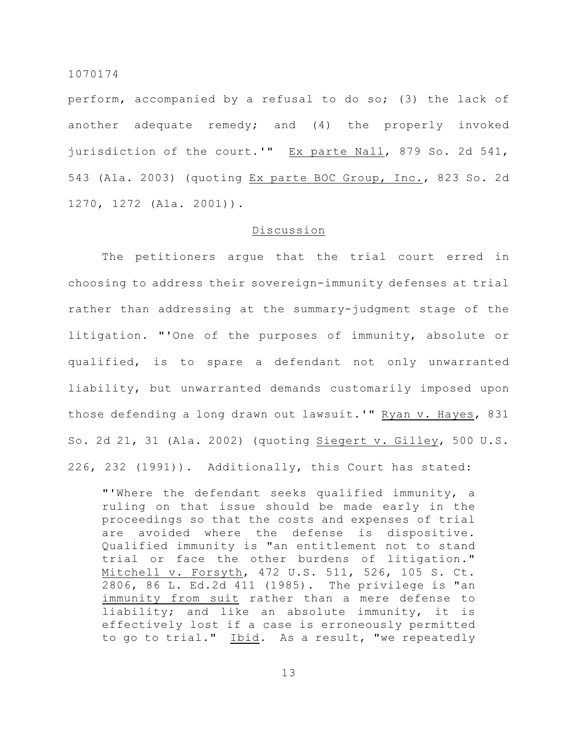perform, accompanied by a refusal to do so; (3) the lack of another adequate remedy; and (4) the properly invoked jurisdiction of the court.'" Ex parte Nall, 879 So. 2d 541, 543 (Ala. 2003) (quoting Ex parte BOC Group, Inc., 823 So. 2d 1270, 1272 (Ala. 2001)).

## Discussion

The petitioners argue that the trial court erred in choosing to address their sovereign-immunity defenses at trial rather than addressing at the summary-judgment stage of the litigation. "'One of the purposes of immunity, absolute or qualified, is to spare a defendant not only unwarranted liability, but unwarranted demands customarily imposed upon those defending a long drawn out lawsuit.'" Ryan v. Hayes, 831 So. 2d 21, 31 (Ala. 2002) (quoting Siegert v. Gilley, 500 U.S. 226, 232 (1991)). Additionally, this Court has stated:

> "'Where the defendant seeks qualified immunity, a ruling on that issue should be made early in the proceedings so that the costs and expenses of trial are avoided where the defense is dispositive. Qualified immunity is "an entitlement not to stand trial or face the other burdens of litigation." Mitchell v. Forsyth, 472 U.S. 511, 526, 105 S. Ct. 2806, 86 L. Ed.2d 411 (1985). The privilege is "an immunity from suit rather than a mere defense to liability; and like an absolute immunity, it is effectively lost if a case is erroneously permitted to go to trial." Ibid. As a result, "we repeatedly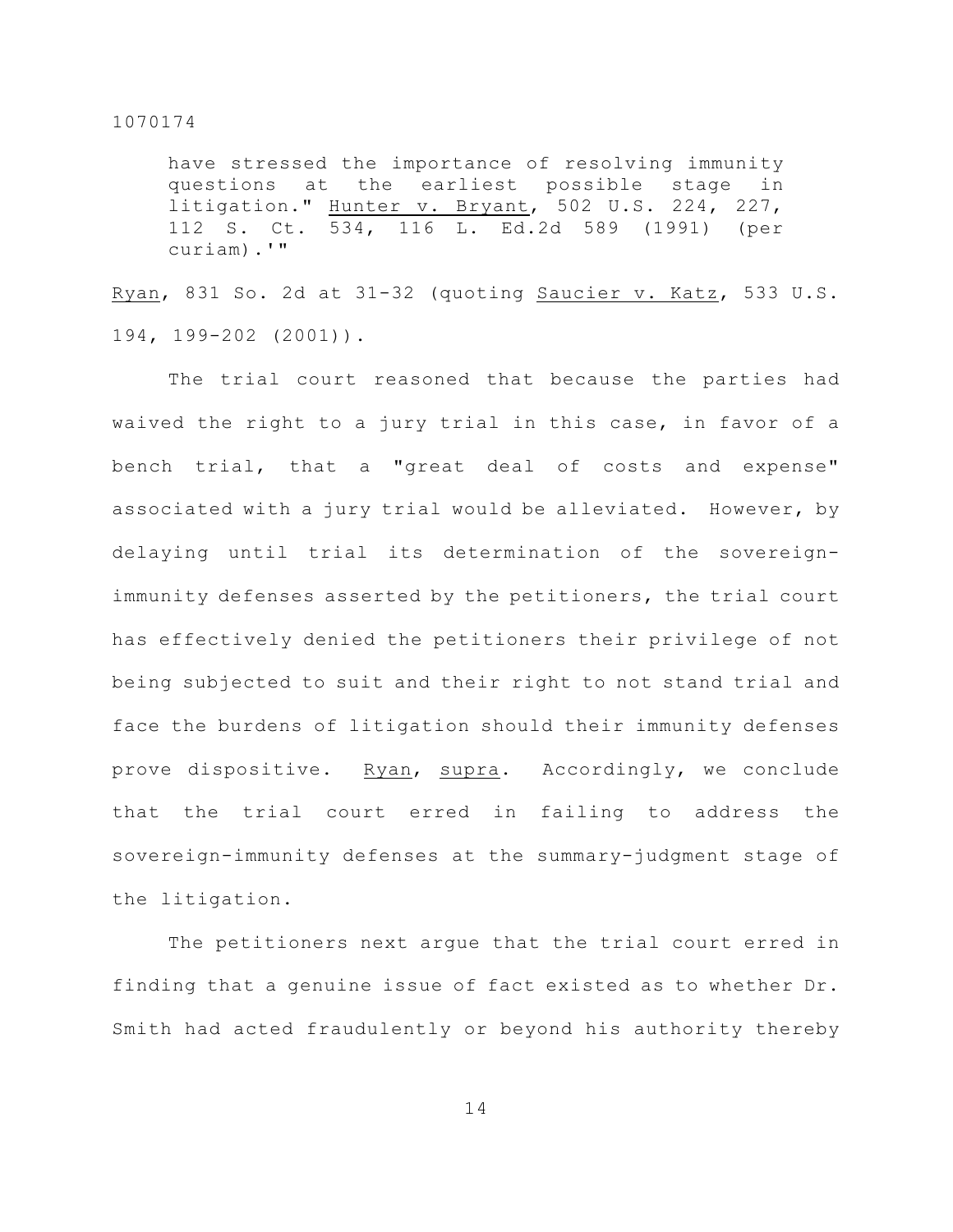have stressed the importance of resolving immunity questions at the earliest possible stage in litigation." Hunter v. Bryant, 502 U.S. 224, 227, 112 S. Ct. 534, 116 L. Ed.2d 589 (1991) (per curiam).'"

Ryan, 831 So. 2d at 31-32 (quoting Saucier v. Katz, 533 U.S. 194, 199-202 (2001)).

The trial court reasoned that because the parties had waived the right to a jury trial in this case, in favor of a bench trial, that a "great deal of costs and expense" associated with a jury trial would be alleviated. However, by delaying until trial its determination of the sovereign-immunity defenses asserted by the petitioners, the trial court has effectively denied the petitioners their privilege of not being subjected to suit and their right to not stand trial and face the burdens of litigation should their immunity defenses prove dispositive. Ryan, supra. Accordingly, we conclude that the trial court erred in failing to address the sovereign-immunity defenses at the summary-judgment stage of the litigation.

The petitioners next argue that the trial court erred in finding that a genuine issue of fact existed as to whether Dr. Smith had acted fraudulently or beyond his authority thereby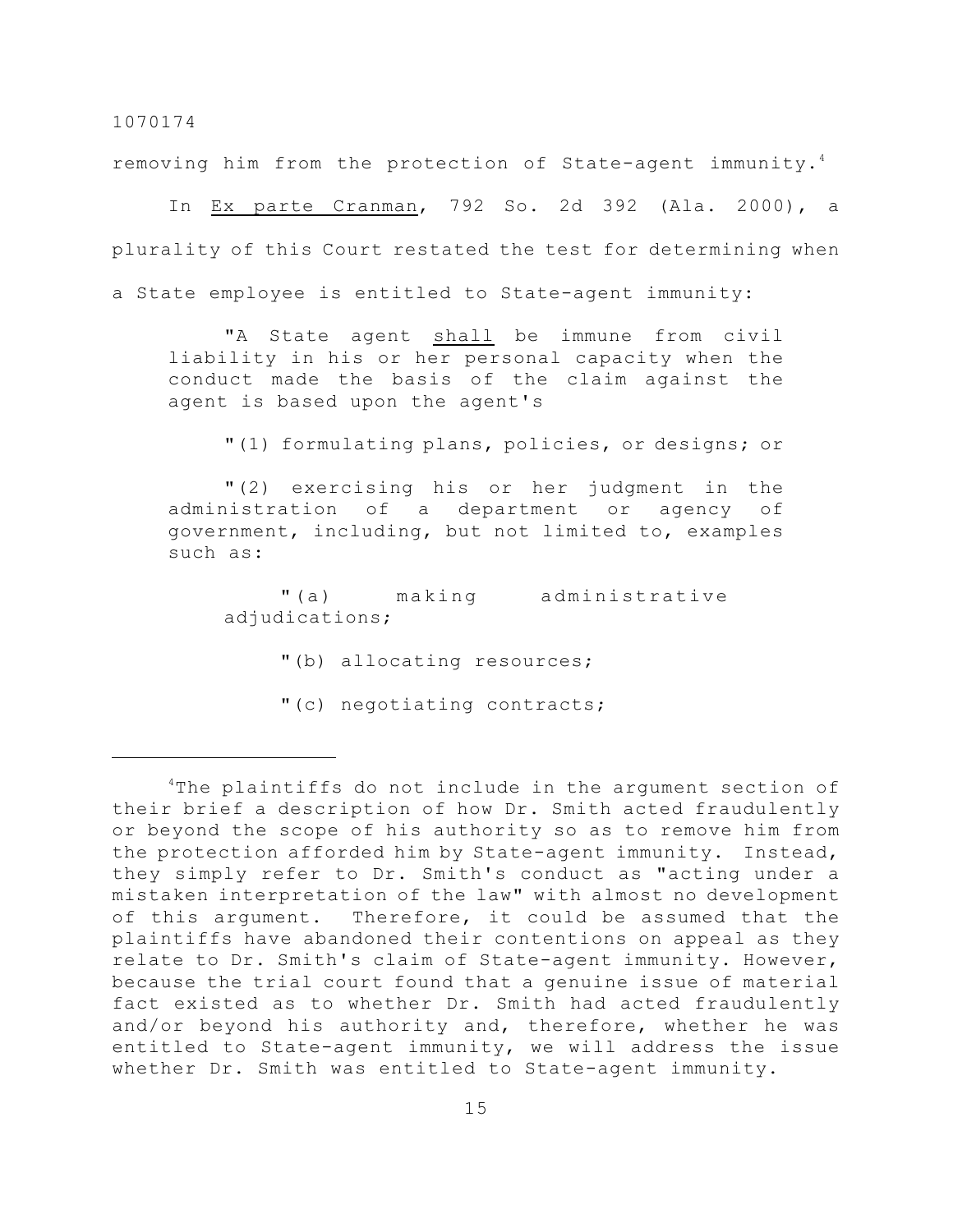removing him from the protection of State-agent immunity.[4]

In Ex parte Cranman, 792 So. 2d 392 (Ala. 2000), a plurality of this Court restated the test for determining when a State employee is entitled to State-agent immunity:

> "A State agent shall be immune from civil liability in his or her personal capacity when the conduct made the basis of the claim against the agent is based upon the agent's
>
> "(1) formulating plans, policies, or designs; or
>
> "(2) exercising his or her judgment in the administration of a department or agency of government, including, but not limited to, examples such as:
>
> > "(a) making administrative adjudications;
> >
> > "(b) allocating resources;
> >
> > "(c) negotiating contracts;

[4]The plaintiffs do not include in the argument section of their brief a description of how Dr. Smith acted fraudulently or beyond the scope of his authority so as to remove him from the protection afforded him by State-agent immunity. Instead, they simply refer to Dr. Smith's conduct as "acting under a mistaken interpretation of the law" with almost no development of this argument. Therefore, it could be assumed that the plaintiffs have abandoned their contentions on appeal as they relate to Dr. Smith's claim of State-agent immunity. However, because the trial court found that a genuine issue of material fact existed as to whether Dr. Smith had acted fraudulently and/or beyond his authority and, therefore, whether he was entitled to State-agent immunity, we will address the issue whether Dr. Smith was entitled to State-agent immunity.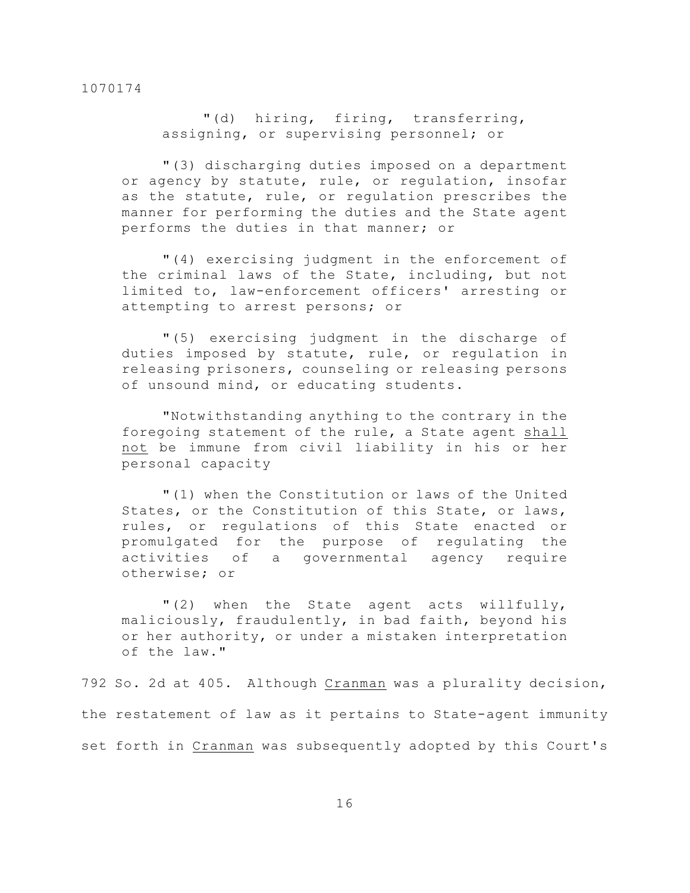"(d) hiring, firing, transferring, assigning, or supervising personnel; or

"(3) discharging duties imposed on a department or agency by statute, rule, or regulation, insofar as the statute, rule, or regulation prescribes the manner for performing the duties and the State agent performs the duties in that manner; or

"(4) exercising judgment in the enforcement of the criminal laws of the State, including, but not limited to, law-enforcement officers' arresting or attempting to arrest persons; or

"(5) exercising judgment in the discharge of duties imposed by statute, rule, or regulation in releasing prisoners, counseling or releasing persons of unsound mind, or educating students.

"Notwithstanding anything to the contrary in the foregoing statement of the rule, a State agent <u>shall not</u> be immune from civil liability in his or her personal capacity

"(1) when the Constitution or laws of the United States, or the Constitution of this State, or laws, rules, or regulations of this State enacted or promulgated for the purpose of regulating the activities of a governmental agency require otherwise; or

"(2) when the State agent acts willfully, maliciously, fraudulently, in bad faith, beyond his or her authority, or under a mistaken interpretation of the law."

792 So. 2d at 405. Although <u>Cranman</u> was a plurality decision, the restatement of law as it pertains to State-agent immunity set forth in <u>Cranman</u> was subsequently adopted by this Court's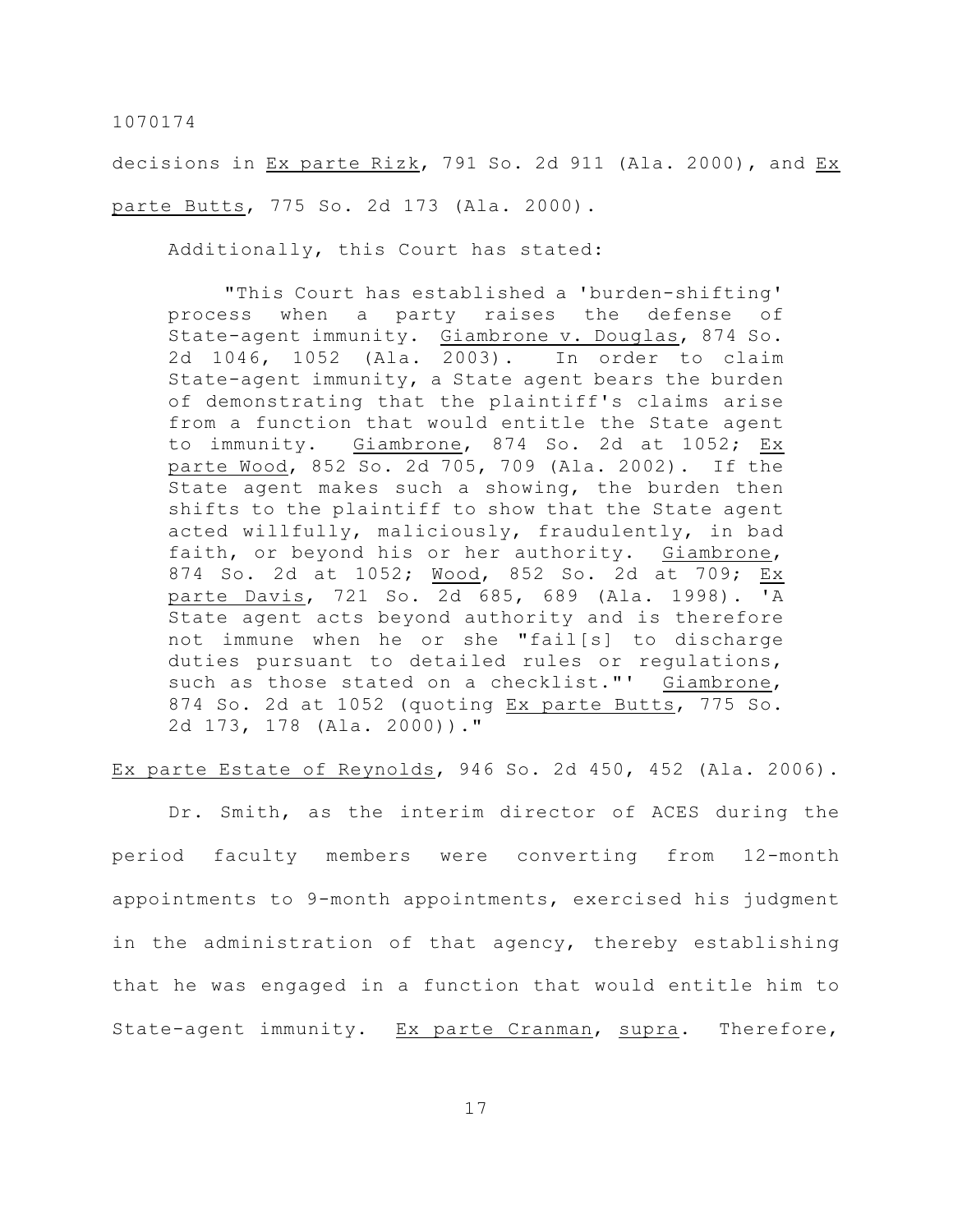decisions in _Ex parte Rizk_, 791 So. 2d 911 (Ala. 2000), and _Ex parte Butts_, 775 So. 2d 173 (Ala. 2000).

Additionally, this Court has stated:

> "This Court has established a 'burden-shifting' process when a party raises the defense of State-agent immunity. _Giambrone v. Douglas_, 874 So. 2d 1046, 1052 (Ala. 2003). In order to claim State-agent immunity, a State agent bears the burden of demonstrating that the plaintiff's claims arise from a function that would entitle the State agent to immunity. _Giambrone_, 874 So. 2d at 1052; _Ex parte Wood_, 852 So. 2d 705, 709 (Ala. 2002). If the State agent makes such a showing, the burden then shifts to the plaintiff to show that the State agent acted willfully, maliciously, fraudulently, in bad faith, or beyond his or her authority. _Giambrone_, 874 So. 2d at 1052; _Wood_, 852 So. 2d at 709; _Ex parte Davis_, 721 So. 2d 685, 689 (Ala. 1998). 'A State agent acts beyond authority and is therefore not immune when he or she "fail[s] to discharge duties pursuant to detailed rules or regulations, such as those stated on a checklist."' _Giambrone_, 874 So. 2d at 1052 (quoting _Ex parte Butts_, 775 So. 2d 173, 178 (Ala. 2000))."

_Ex parte Estate of Reynolds_, 946 So. 2d 450, 452 (Ala. 2006).

Dr. Smith, as the interim director of ACES during the period faculty members were converting from 12-month appointments to 9-month appointments, exercised his judgment in the administration of that agency, thereby establishing that he was engaged in a function that would entitle him to State-agent immunity. _Ex parte Cranman_, _supra_. Therefore,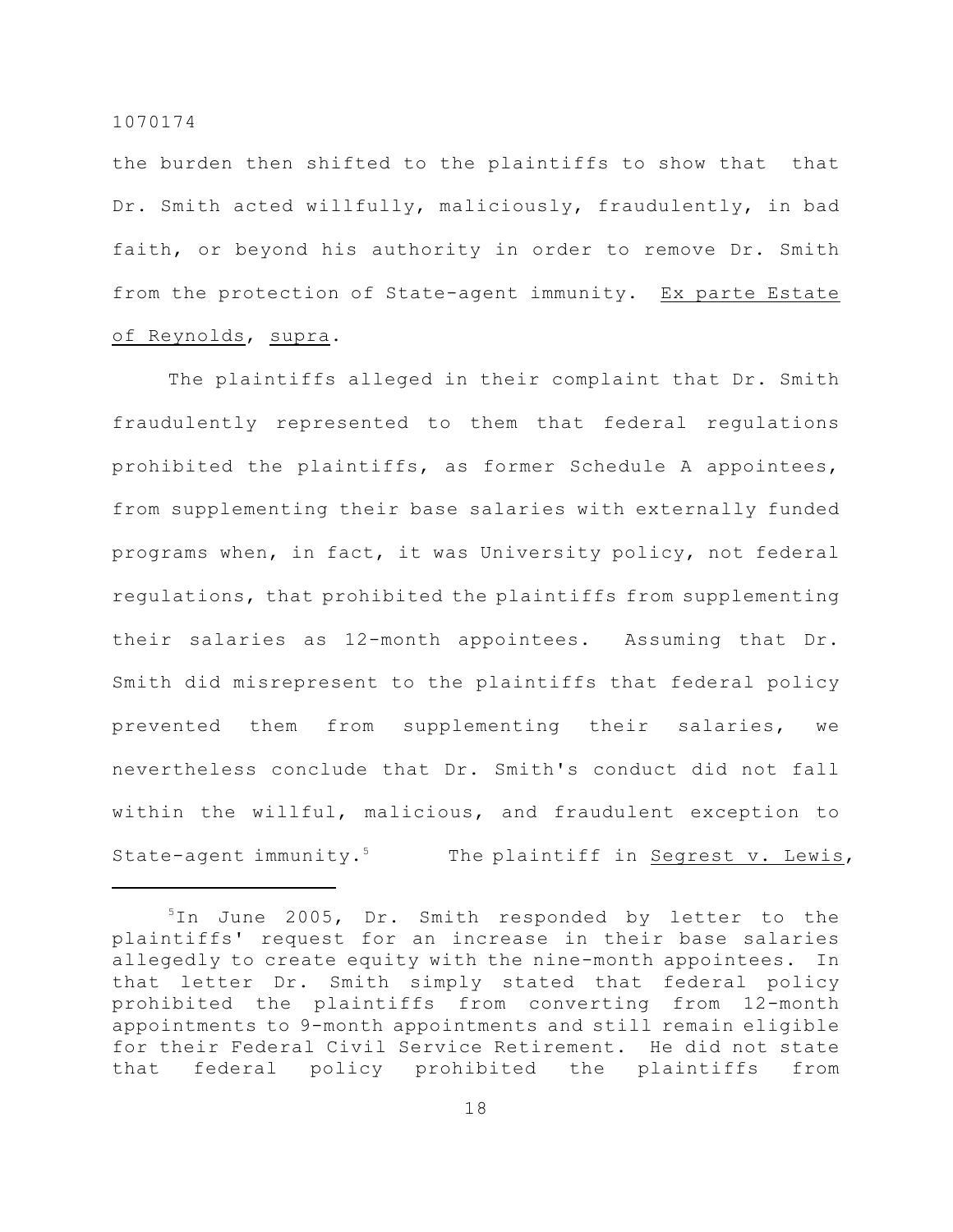the burden then shifted to the plaintiffs to show that that Dr. Smith acted willfully, maliciously, fraudulently, in bad faith, or beyond his authority in order to remove Dr. Smith from the protection of State-agent immunity. Ex parte Estate of Reynolds, supra.

The plaintiffs alleged in their complaint that Dr. Smith fraudulently represented to them that federal regulations prohibited the plaintiffs, as former Schedule A appointees, from supplementing their base salaries with externally funded programs when, in fact, it was University policy, not federal regulations, that prohibited the plaintiffs from supplementing their salaries as 12-month appointees. Assuming that Dr. Smith did misrepresent to the plaintiffs that federal policy prevented them from supplementing their salaries, we nevertheless conclude that Dr. Smith's conduct did not fall within the willful, malicious, and fraudulent exception to State-agent immunity.[5] The plaintiff in Segrest v. Lewis,

---

[5]In June 2005, Dr. Smith responded by letter to the plaintiffs' request for an increase in their base salaries allegedly to create equity with the nine-month appointees. In that letter Dr. Smith simply stated that federal policy prohibited the plaintiffs from converting from 12-month appointments to 9-month appointments and still remain eligible for their Federal Civil Service Retirement. He did not state that federal policy prohibited the plaintiffs from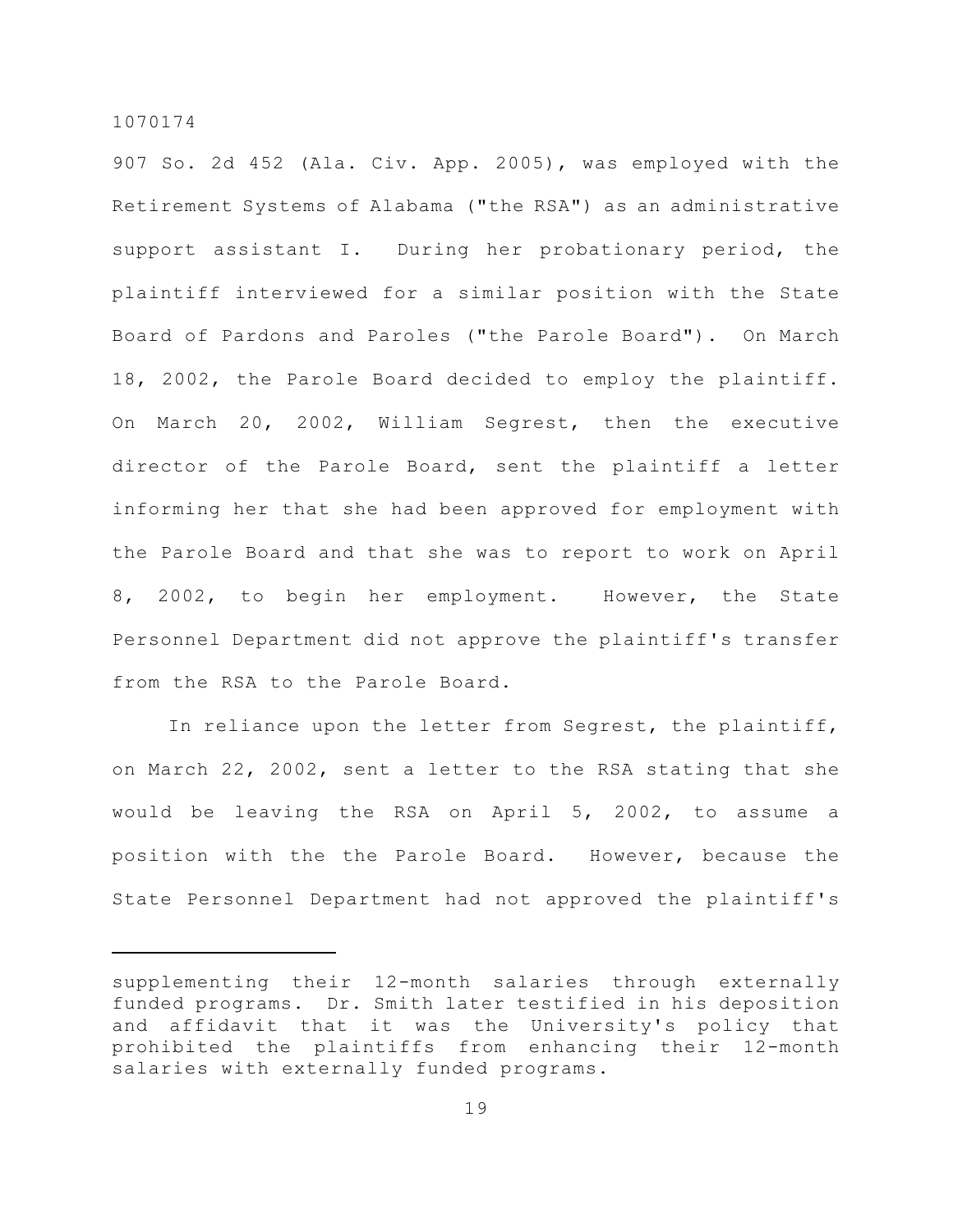907 So. 2d 452 (Ala. Civ. App. 2005), was employed with the Retirement Systems of Alabama ("the RSA") as an administrative support assistant I. During her probationary period, the plaintiff interviewed for a similar position with the State Board of Pardons and Paroles ("the Parole Board"). On March 18, 2002, the Parole Board decided to employ the plaintiff. On March 20, 2002, William Segrest, then the executive director of the Parole Board, sent the plaintiff a letter informing her that she had been approved for employment with the Parole Board and that she was to report to work on April 8, 2002, to begin her employment. However, the State Personnel Department did not approve the plaintiff's transfer from the RSA to the Parole Board.

In reliance upon the letter from Segrest, the plaintiff, on March 22, 2002, sent a letter to the RSA stating that she would be leaving the RSA on April 5, 2002, to assume a position with the the Parole Board. However, because the State Personnel Department had not approved the plaintiff's

---

supplementing their 12-month salaries through externally funded programs. Dr. Smith later testified in his deposition and affidavit that it was the University's policy that prohibited the plaintiffs from enhancing their 12-month salaries with externally funded programs.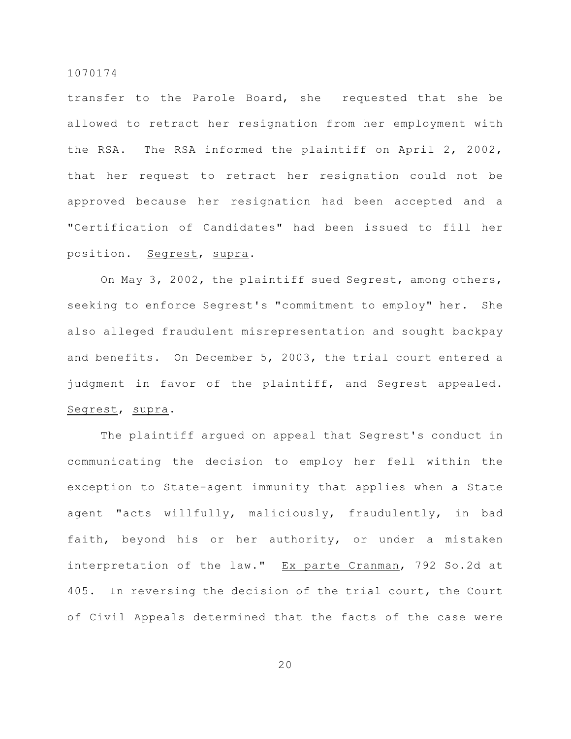transfer to the Parole Board, she requested that she be allowed to retract her resignation from her employment with the RSA. The RSA informed the plaintiff on April 2, 2002, that her request to retract her resignation could not be approved because her resignation had been accepted and a "Certification of Candidates" had been issued to fill her position. Segrest, supra.

On May 3, 2002, the plaintiff sued Segrest, among others, seeking to enforce Segrest's "commitment to employ" her. She also alleged fraudulent misrepresentation and sought backpay and benefits. On December 5, 2003, the trial court entered a judgment in favor of the plaintiff, and Segrest appealed. Segrest, supra.

The plaintiff argued on appeal that Segrest's conduct in communicating the decision to employ her fell within the exception to State-agent immunity that applies when a State agent "acts willfully, maliciously, fraudulently, in bad faith, beyond his or her authority, or under a mistaken interpretation of the law." Ex parte Cranman, 792 So.2d at 405. In reversing the decision of the trial court, the Court of Civil Appeals determined that the facts of the case were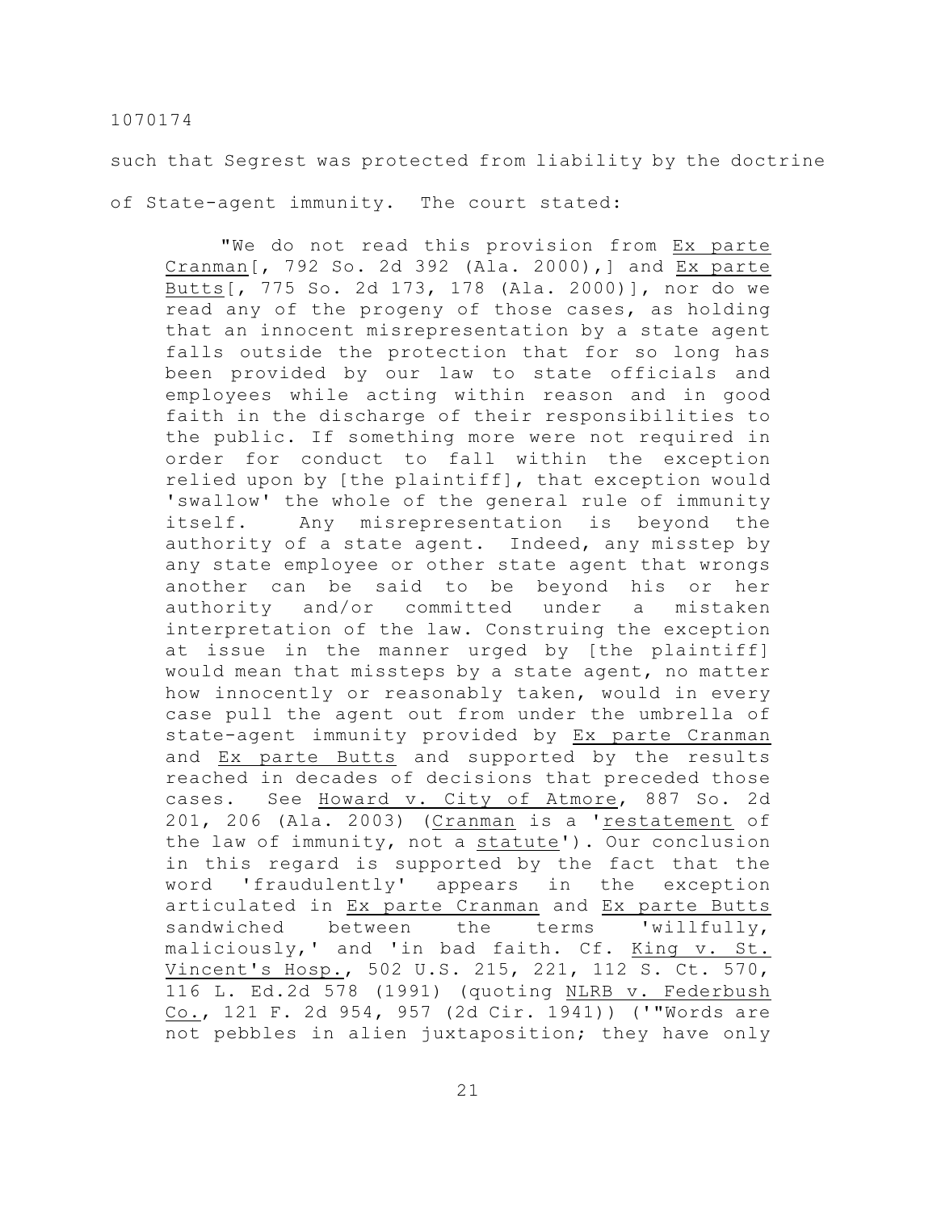such that Segrest was protected from liability by the doctrine of State-agent immunity. The court stated:

> "We do not read this provision from Ex parte Cranman[, 792 So. 2d 392 (Ala. 2000),] and Ex parte Butts[, 775 So. 2d 173, 178 (Ala. 2000)], nor do we read any of the progeny of those cases, as holding that an innocent misrepresentation by a state agent falls outside the protection that for so long has been provided by our law to state officials and employees while acting within reason and in good faith in the discharge of their responsibilities to the public. If something more were not required in order for conduct to fall within the exception relied upon by [the plaintiff], that exception would 'swallow' the whole of the general rule of immunity itself. Any misrepresentation is beyond the authority of a state agent. Indeed, any misstep by any state employee or other state agent that wrongs another can be said to be beyond his or her authority and/or committed under a mistaken interpretation of the law. Construing the exception at issue in the manner urged by [the plaintiff] would mean that missteps by a state agent, no matter how innocently or reasonably taken, would in every case pull the agent out from under the umbrella of state-agent immunity provided by Ex parte Cranman and Ex parte Butts and supported by the results reached in decades of decisions that preceded those cases. See Howard v. City of Atmore, 887 So. 2d 201, 206 (Ala. 2003) (Cranman is a 'restatement of the law of immunity, not a statute'). Our conclusion in this regard is supported by the fact that the word 'fraudulently' appears in the exception articulated in Ex parte Cranman and Ex parte Butts sandwiched between the terms 'willfully, maliciously,' and 'in bad faith. Cf. King v. St. Vincent's Hosp., 502 U.S. 215, 221, 112 S. Ct. 570, 116 L. Ed.2d 578 (1991) (quoting NLRB v. Federbush Co., 121 F. 2d 954, 957 (2d Cir. 1941)) ('"Words are not pebbles in alien juxtaposition; they have only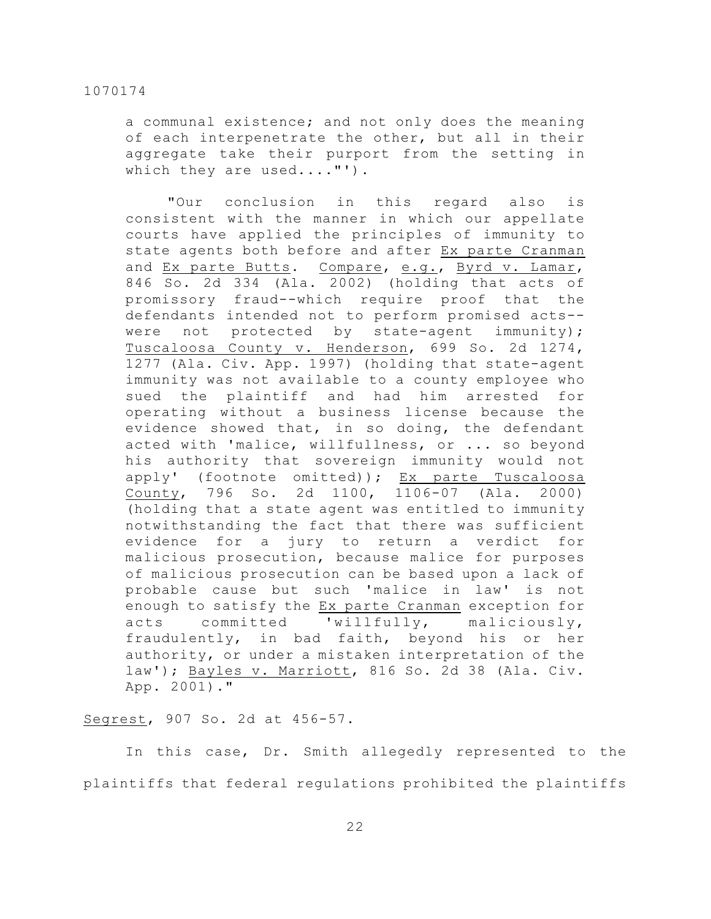a communal existence; and not only does the meaning of each interpenetrate the other, but all in their aggregate take their purport from the setting in which they are used...."').

"Our conclusion in this regard also is consistent with the manner in which our appellate courts have applied the principles of immunity to state agents both before and after Ex parte Cranman and Ex parte Butts. Compare, e.g., Byrd v. Lamar, 846 So. 2d 334 (Ala. 2002) (holding that acts of promissory fraud--which require proof that the defendants intended not to perform promised acts--were not protected by state-agent immunity); Tuscaloosa County v. Henderson, 699 So. 2d 1274, 1277 (Ala. Civ. App. 1997) (holding that state-agent immunity was not available to a county employee who sued the plaintiff and had him arrested for operating without a business license because the evidence showed that, in so doing, the defendant acted with 'malice, willfullness, or ... so beyond his authority that sovereign immunity would not apply' (footnote omitted)); Ex parte Tuscaloosa County, 796 So. 2d 1100, 1106-07 (Ala. 2000) (holding that a state agent was entitled to immunity notwithstanding the fact that there was sufficient evidence for a jury to return a verdict for malicious prosecution, because malice for purposes of malicious prosecution can be based upon a lack of probable cause but such 'malice in law' is not enough to satisfy the Ex parte Cranman exception for acts committed 'willfully, maliciously, fraudulently, in bad faith, beyond his or her authority, or under a mistaken interpretation of the law'); Bayles v. Marriott, 816 So. 2d 38 (Ala. Civ. App. 2001)."

Segrest, 907 So. 2d at 456-57.

In this case, Dr. Smith allegedly represented to the plaintiffs that federal regulations prohibited the plaintiffs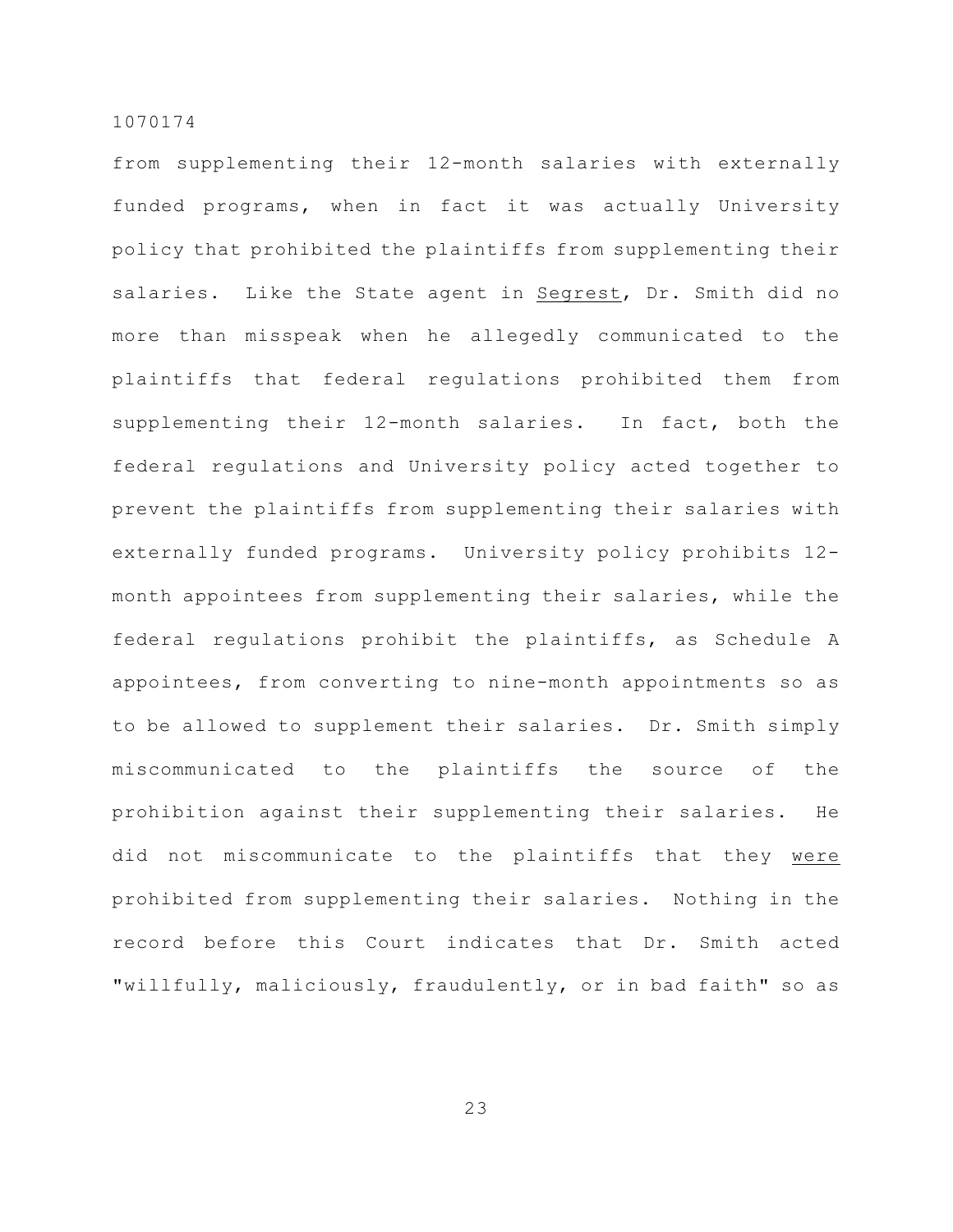from supplementing their 12-month salaries with externally funded programs, when in fact it was actually University policy that prohibited the plaintiffs from supplementing their salaries. Like the State agent in _Segrest_, Dr. Smith did no more than misspeak when he allegedly communicated to the plaintiffs that federal regulations prohibited them from supplementing their 12-month salaries. In fact, both the federal regulations and University policy acted together to prevent the plaintiffs from supplementing their salaries with externally funded programs. University policy prohibits 12-month appointees from supplementing their salaries, while the federal regulations prohibit the plaintiffs, as Schedule A appointees, from converting to nine-month appointments so as to be allowed to supplement their salaries. Dr. Smith simply miscommunicated to the plaintiffs the source of the prohibition against their supplementing their salaries. He did not miscommunicate to the plaintiffs that they _were_ prohibited from supplementing their salaries. Nothing in the record before this Court indicates that Dr. Smith acted "willfully, maliciously, fraudulently, or in bad faith" so as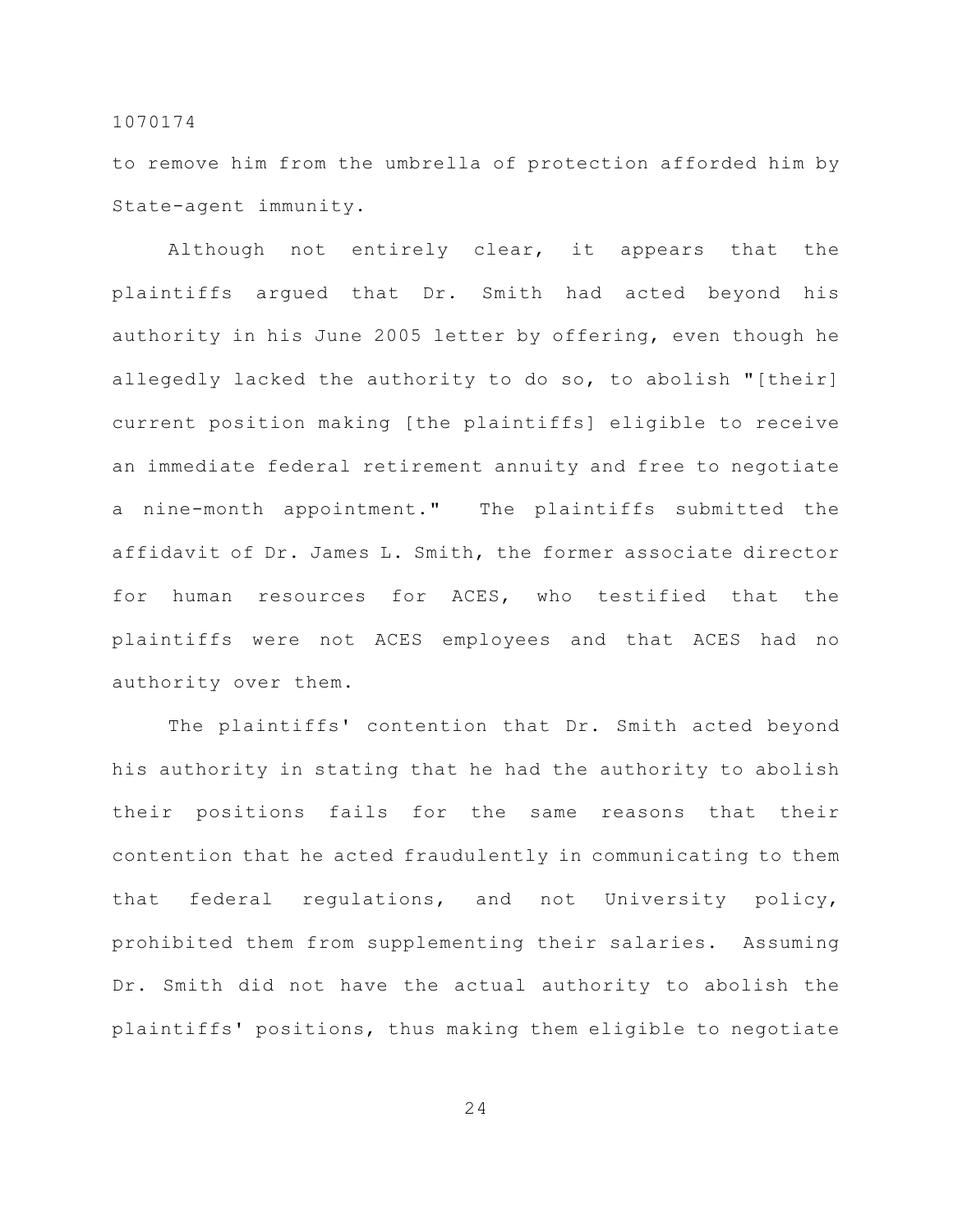to remove him from the umbrella of protection afforded him by State-agent immunity.

Although not entirely clear, it appears that the plaintiffs argued that Dr. Smith had acted beyond his authority in his June 2005 letter by offering, even though he allegedly lacked the authority to do so, to abolish "[their] current position making [the plaintiffs] eligible to receive an immediate federal retirement annuity and free to negotiate a nine-month appointment." The plaintiffs submitted the affidavit of Dr. James L. Smith, the former associate director for human resources for ACES, who testified that the plaintiffs were not ACES employees and that ACES had no authority over them.

The plaintiffs' contention that Dr. Smith acted beyond his authority in stating that he had the authority to abolish their positions fails for the same reasons that their contention that he acted fraudulently in communicating to them that federal regulations, and not University policy, prohibited them from supplementing their salaries. Assuming Dr. Smith did not have the actual authority to abolish the plaintiffs' positions, thus making them eligible to negotiate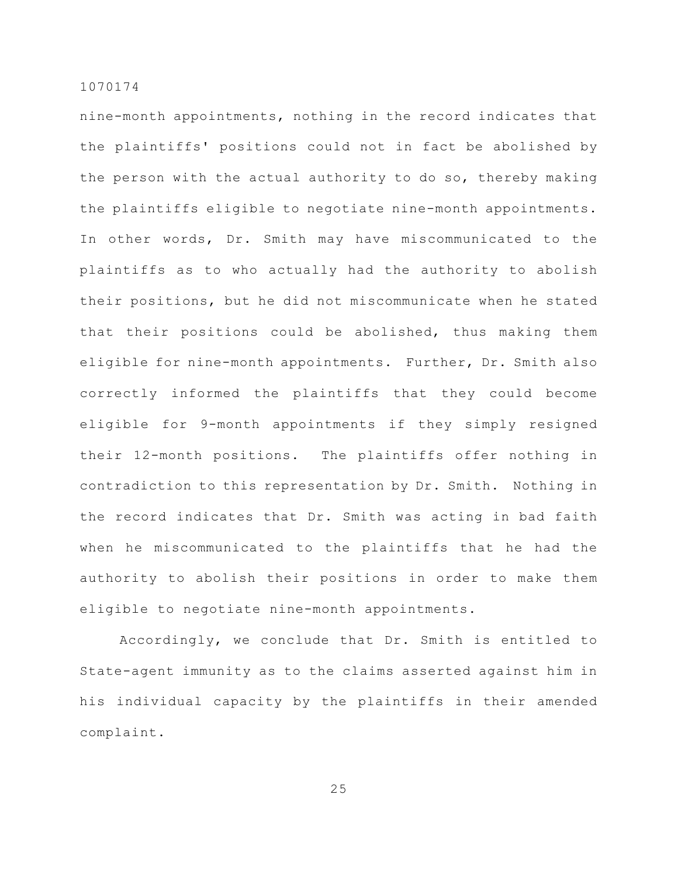nine-month appointments, nothing in the record indicates that the plaintiffs' positions could not in fact be abolished by the person with the actual authority to do so, thereby making the plaintiffs eligible to negotiate nine-month appointments. In other words, Dr. Smith may have miscommunicated to the plaintiffs as to who actually had the authority to abolish their positions, but he did not miscommunicate when he stated that their positions could be abolished, thus making them eligible for nine-month appointments. Further, Dr. Smith also correctly informed the plaintiffs that they could become eligible for 9-month appointments if they simply resigned their 12-month positions. The plaintiffs offer nothing in contradiction to this representation by Dr. Smith. Nothing in the record indicates that Dr. Smith was acting in bad faith when he miscommunicated to the plaintiffs that he had the authority to abolish their positions in order to make them eligible to negotiate nine-month appointments.

Accordingly, we conclude that Dr. Smith is entitled to State-agent immunity as to the claims asserted against him in his individual capacity by the plaintiffs in their amended complaint.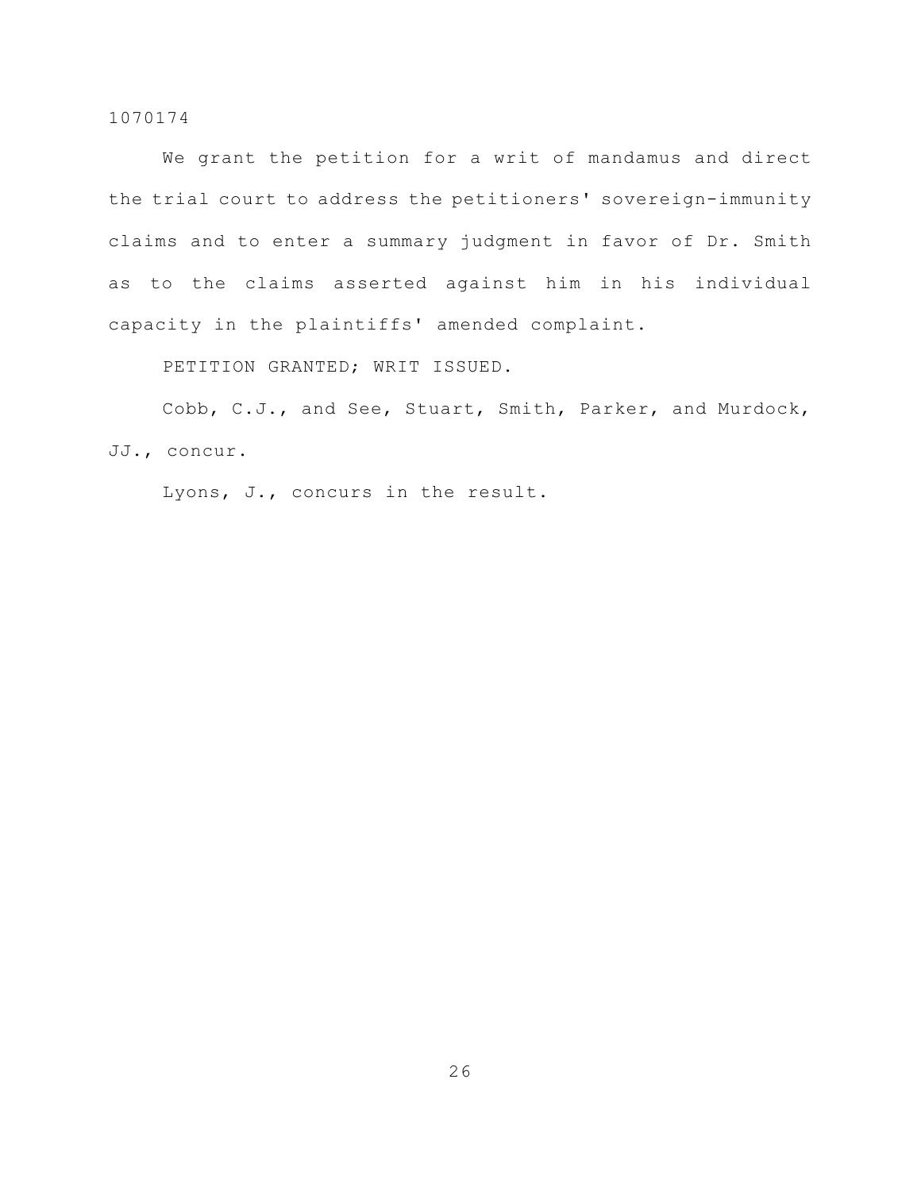We grant the petition for a writ of mandamus and direct the trial court to address the petitioners' sovereign-immunity claims and to enter a summary judgment in favor of Dr. Smith as to the claims asserted against him in his individual capacity in the plaintiffs' amended complaint.

PETITION GRANTED; WRIT ISSUED.

Cobb, C.J., and See, Stuart, Smith, Parker, and Murdock, JJ., concur.

Lyons, J., concurs in the result.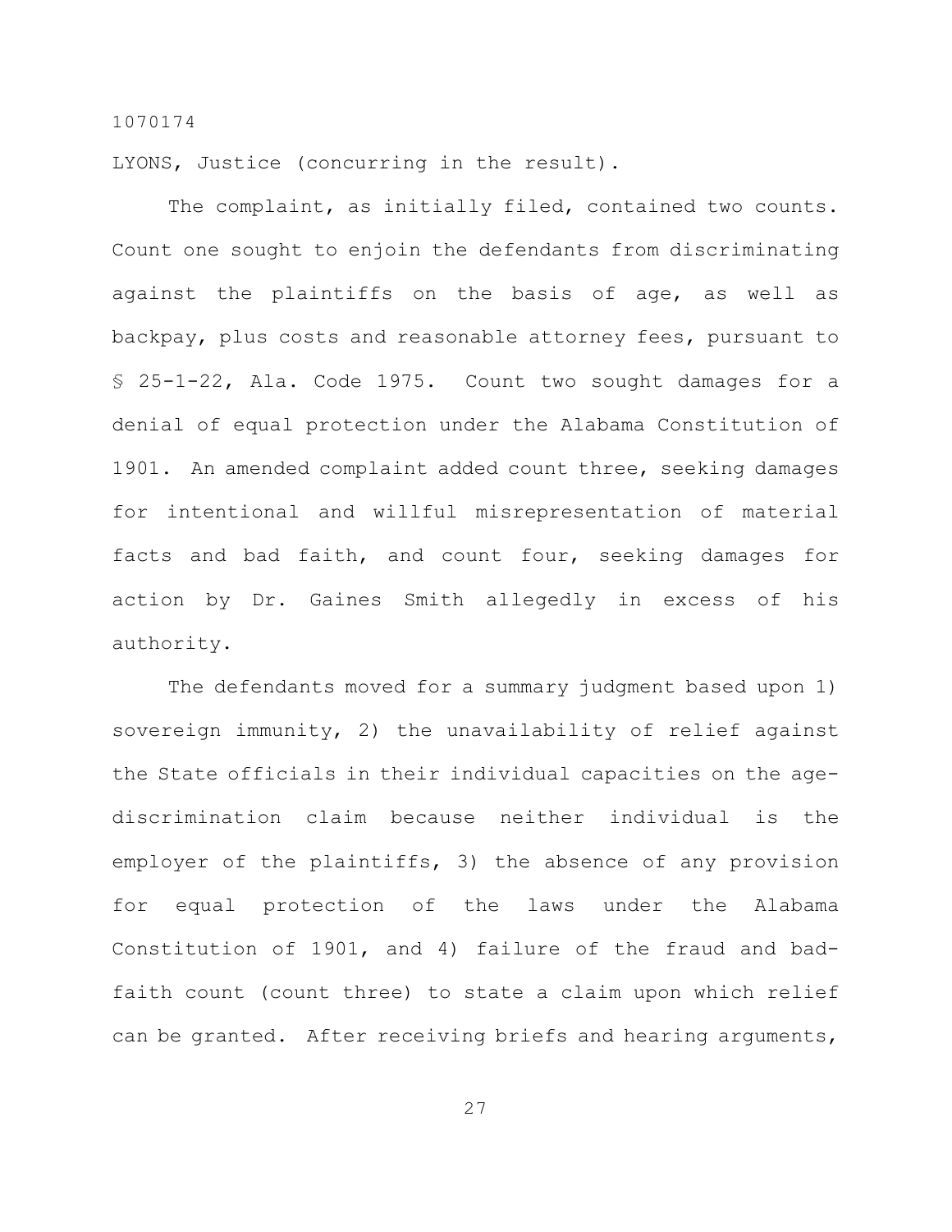LYONS, Justice (concurring in the result).

The complaint, as initially filed, contained two counts. Count one sought to enjoin the defendants from discriminating against the plaintiffs on the basis of age, as well as backpay, plus costs and reasonable attorney fees, pursuant to § 25-1-22, Ala. Code 1975. Count two sought damages for a denial of equal protection under the Alabama Constitution of 1901. An amended complaint added count three, seeking damages for intentional and willful misrepresentation of material facts and bad faith, and count four, seeking damages for action by Dr. Gaines Smith allegedly in excess of his authority.

The defendants moved for a summary judgment based upon 1) sovereign immunity, 2) the unavailability of relief against the State officials in their individual capacities on the age-discrimination claim because neither individual is the employer of the plaintiffs, 3) the absence of any provision for equal protection of the laws under the Alabama Constitution of 1901, and 4) failure of the fraud and bad-faith count (count three) to state a claim upon which relief can be granted. After receiving briefs and hearing arguments,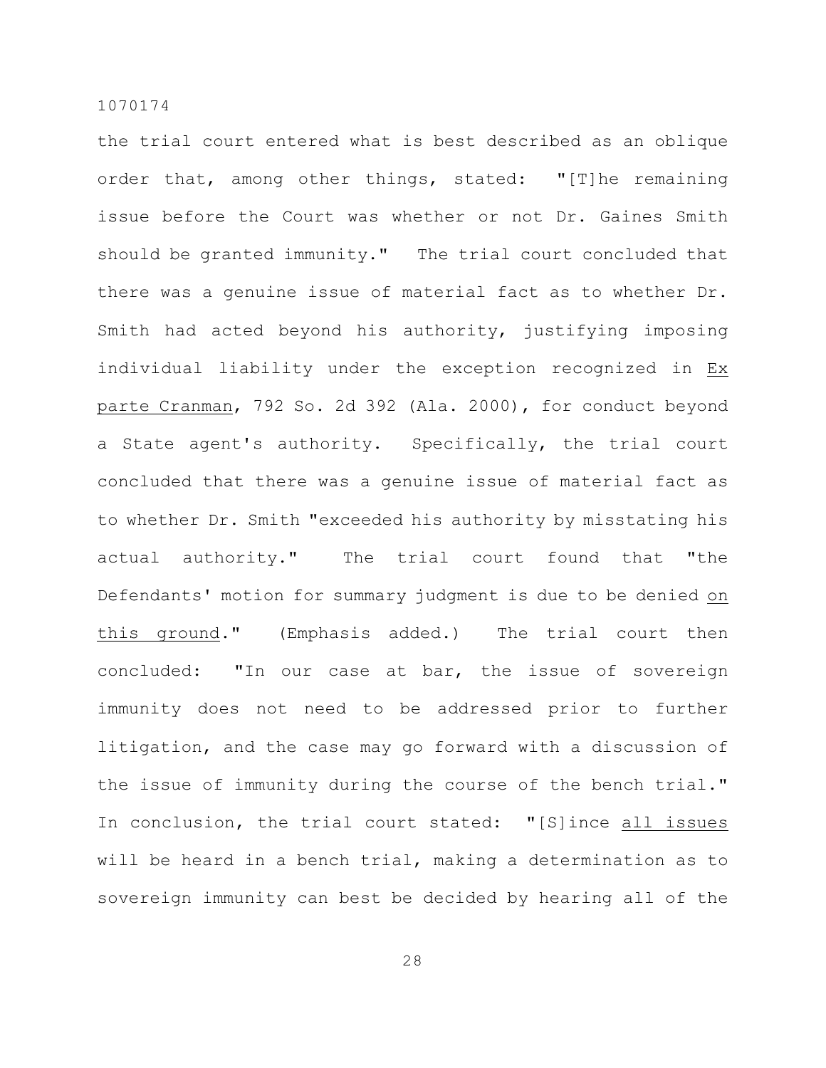the trial court entered what is best described as an oblique order that, among other things, stated: "[T]he remaining issue before the Court was whether or not Dr. Gaines Smith should be granted immunity." The trial court concluded that there was a genuine issue of material fact as to whether Dr. Smith had acted beyond his authority, justifying imposing individual liability under the exception recognized in _Ex parte Cranman_, 792 So. 2d 392 (Ala. 2000), for conduct beyond a State agent's authority. Specifically, the trial court concluded that there was a genuine issue of material fact as to whether Dr. Smith "exceeded his authority by misstating his actual authority." The trial court found that "the Defendants' motion for summary judgment is due to be denied _on this ground_." (Emphasis added.) The trial court then concluded: "In our case at bar, the issue of sovereign immunity does not need to be addressed prior to further litigation, and the case may go forward with a discussion of the issue of immunity during the course of the bench trial." In conclusion, the trial court stated: "[S]ince _all issues_ will be heard in a bench trial, making a determination as to sovereign immunity can best be decided by hearing all of the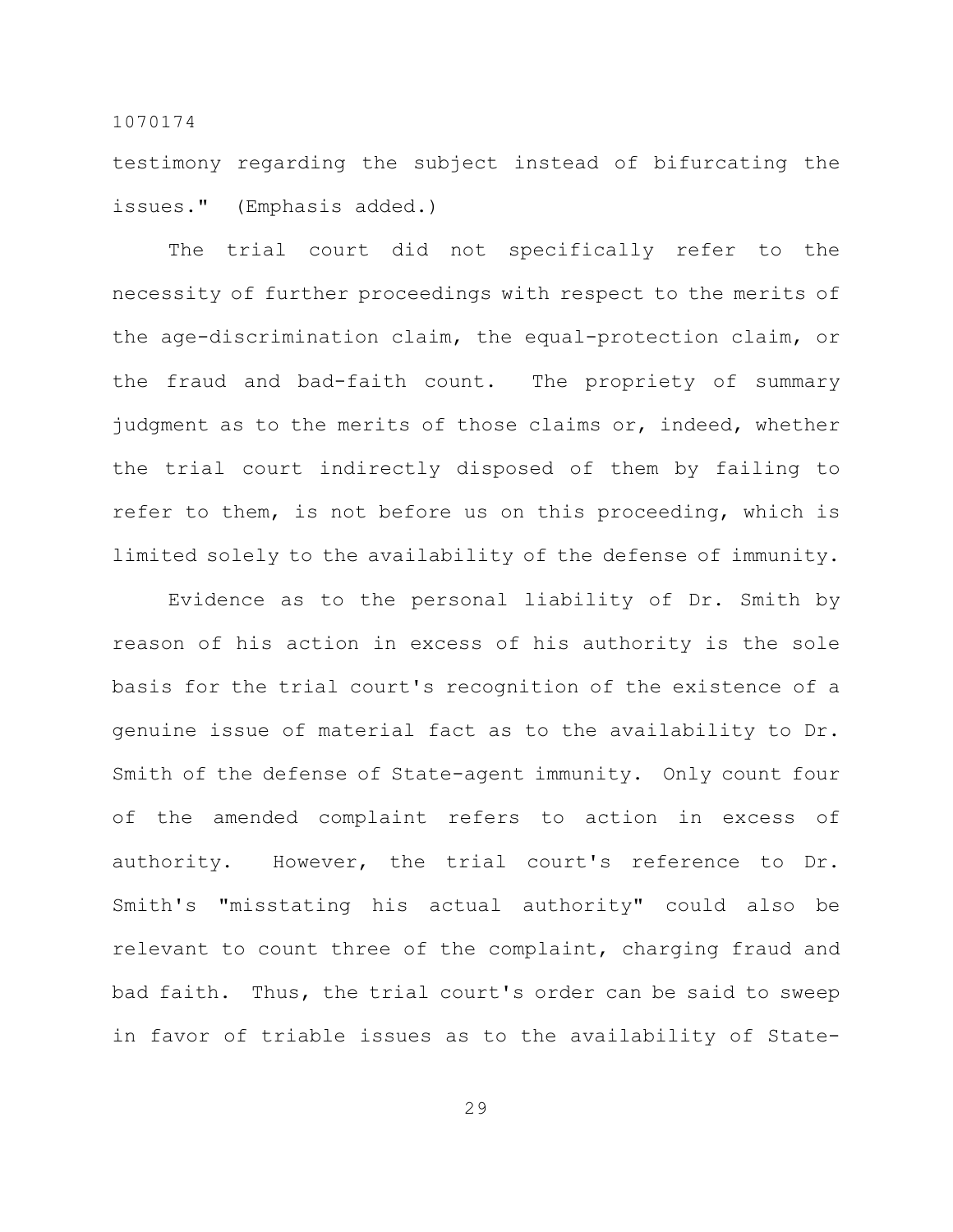testimony regarding the subject instead of bifurcating the issues." (Emphasis added.)

The trial court did not specifically refer to the necessity of further proceedings with respect to the merits of the age-discrimination claim, the equal-protection claim, or the fraud and bad-faith count. The propriety of summary judgment as to the merits of those claims or, indeed, whether the trial court indirectly disposed of them by failing to refer to them, is not before us on this proceeding, which is limited solely to the availability of the defense of immunity.

Evidence as to the personal liability of Dr. Smith by reason of his action in excess of his authority is the sole basis for the trial court's recognition of the existence of a genuine issue of material fact as to the availability to Dr. Smith of the defense of State-agent immunity. Only count four of the amended complaint refers to action in excess of authority. However, the trial court's reference to Dr. Smith's "misstating his actual authority" could also be relevant to count three of the complaint, charging fraud and bad faith. Thus, the trial court's order can be said to sweep in favor of triable issues as to the availability of State-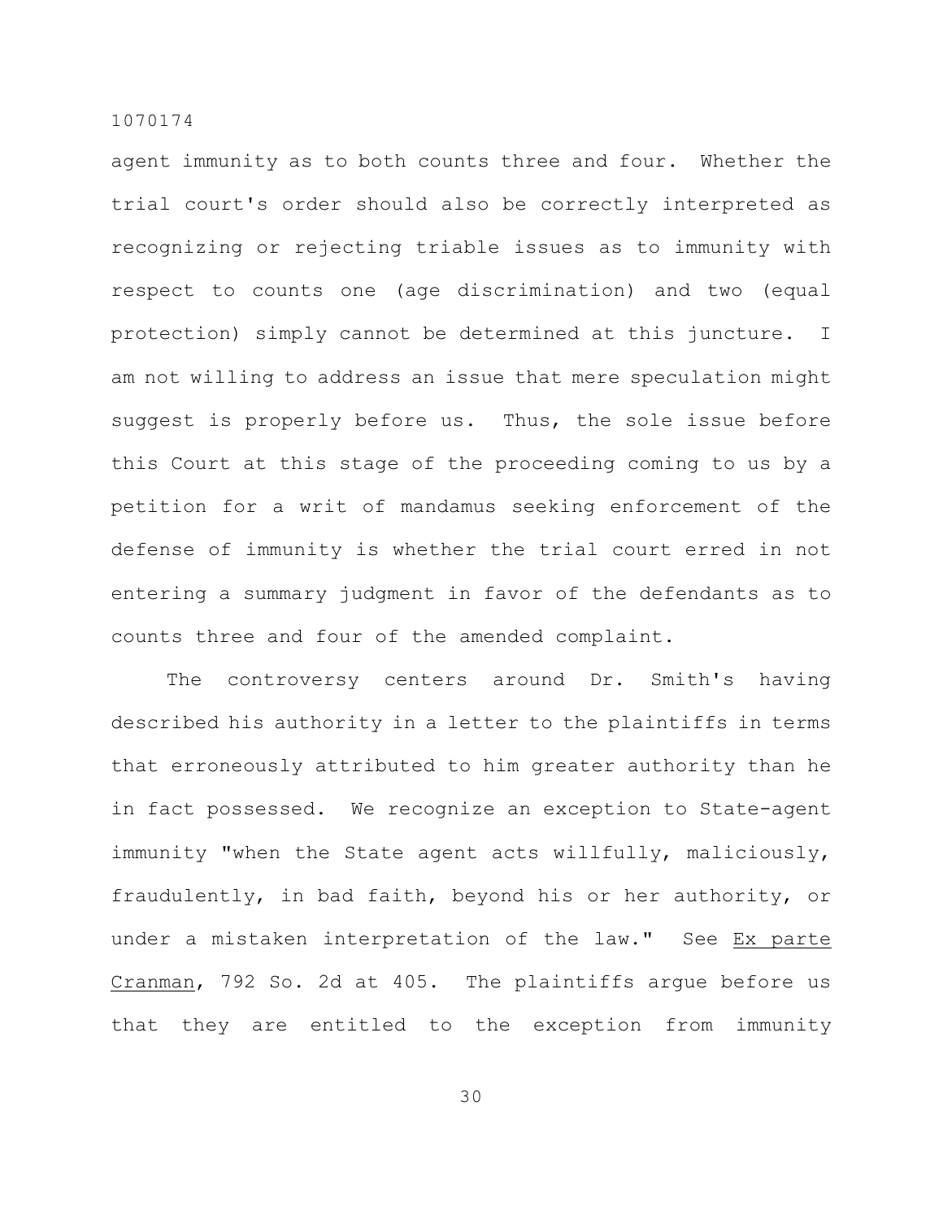agent immunity as to both counts three and four. Whether the trial court's order should also be correctly interpreted as recognizing or rejecting triable issues as to immunity with respect to counts one (age discrimination) and two (equal protection) simply cannot be determined at this juncture. I am not willing to address an issue that mere speculation might suggest is properly before us. Thus, the sole issue before this Court at this stage of the proceeding coming to us by a petition for a writ of mandamus seeking enforcement of the defense of immunity is whether the trial court erred in not entering a summary judgment in favor of the defendants as to counts three and four of the amended complaint.

The controversy centers around Dr. Smith's having described his authority in a letter to the plaintiffs in terms that erroneously attributed to him greater authority than he in fact possessed. We recognize an exception to State-agent immunity "when the State agent acts willfully, maliciously, fraudulently, in bad faith, beyond his or her authority, or under a mistaken interpretation of the law." See <u>Ex parte Cranman</u>, 792 So. 2d at 405. The plaintiffs argue before us that they are entitled to the exception from immunity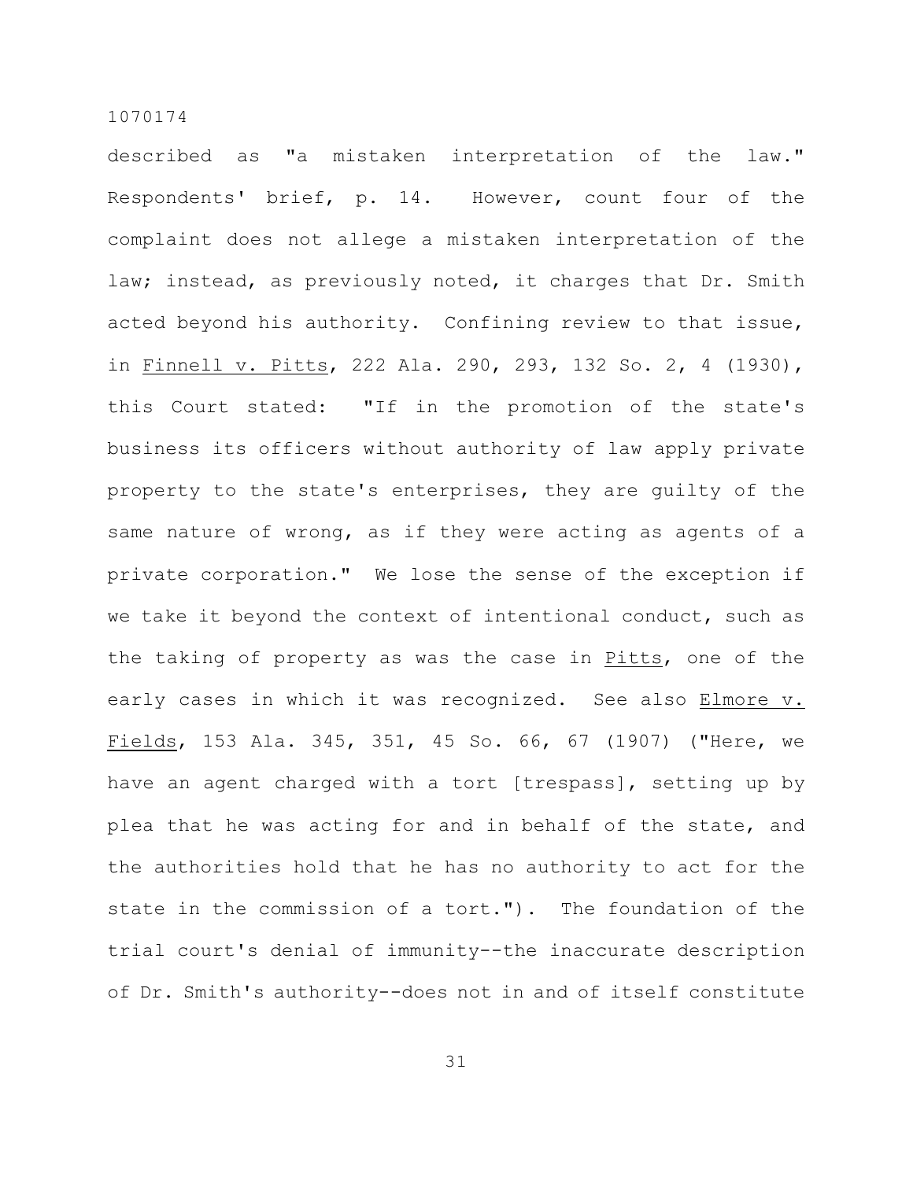described as "a mistaken interpretation of the law." Respondents' brief, p. 14. However, count four of the complaint does not allege a mistaken interpretation of the law; instead, as previously noted, it charges that Dr. Smith acted beyond his authority. Confining review to that issue, in Finnell v. Pitts, 222 Ala. 290, 293, 132 So. 2, 4 (1930), this Court stated: "If in the promotion of the state's business its officers without authority of law apply private property to the state's enterprises, they are guilty of the same nature of wrong, as if they were acting as agents of a private corporation." We lose the sense of the exception if we take it beyond the context of intentional conduct, such as the taking of property as was the case in Pitts, one of the early cases in which it was recognized. See also Elmore v. Fields, 153 Ala. 345, 351, 45 So. 66, 67 (1907) ("Here, we have an agent charged with a tort [trespass], setting up by plea that he was acting for and in behalf of the state, and the authorities hold that he has no authority to act for the state in the commission of a tort."). The foundation of the trial court's denial of immunity--the inaccurate description of Dr. Smith's authority--does not in and of itself constitute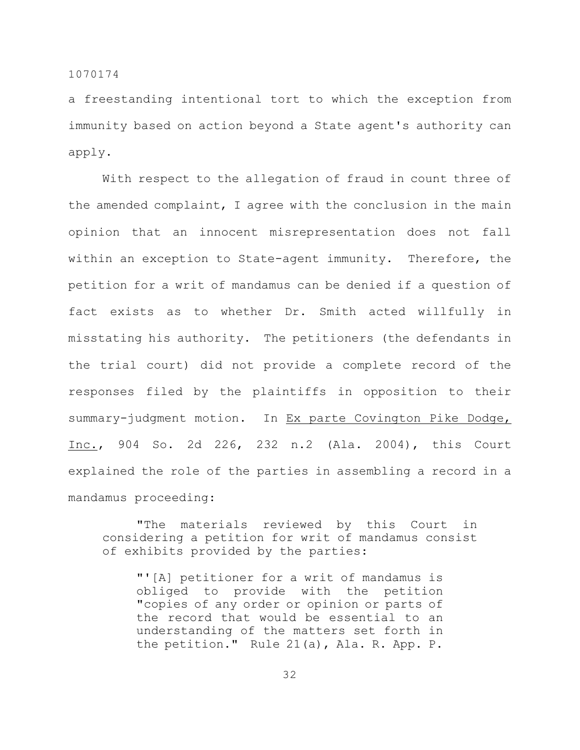a freestanding intentional tort to which the exception from immunity based on action beyond a State agent's authority can apply.

With respect to the allegation of fraud in count three of the amended complaint, I agree with the conclusion in the main opinion that an innocent misrepresentation does not fall within an exception to State-agent immunity. Therefore, the petition for a writ of mandamus can be denied if a question of fact exists as to whether Dr. Smith acted willfully in misstating his authority. The petitioners (the defendants in the trial court) did not provide a complete record of the responses filed by the plaintiffs in opposition to their summary-judgment motion. In Ex parte Covington Pike Dodge, Inc., 904 So. 2d 226, 232 n.2 (Ala. 2004), this Court explained the role of the parties in assembling a record in a mandamus proceeding:

> "The materials reviewed by this Court in considering a petition for writ of mandamus consist of exhibits provided by the parties:
>
> > "'[A] petitioner for a writ of mandamus is obliged to provide with the petition "copies of any order or opinion or parts of the record that would be essential to an understanding of the matters set forth in the petition." Rule 21(a), Ala. R. App. P.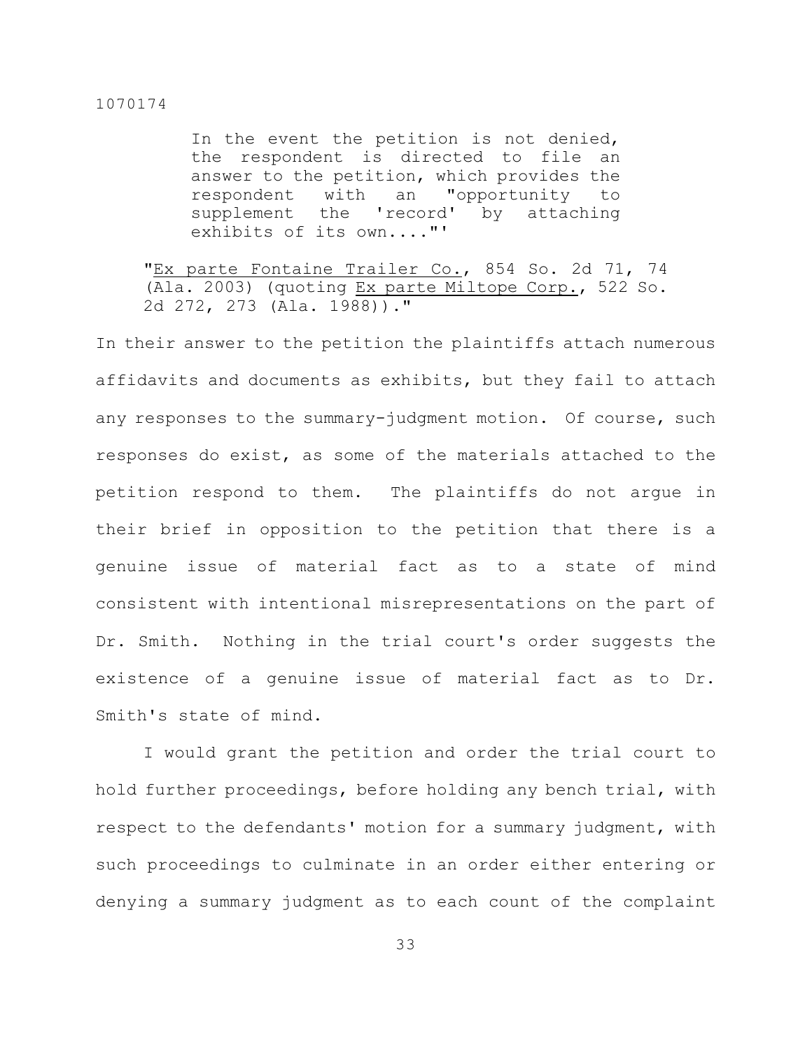> In the event the petition is not denied, the respondent is directed to file an answer to the petition, which provides the respondent with an "opportunity to supplement the 'record' by attaching exhibits of its own...."'
>
> "Ex parte Fontaine Trailer Co., 854 So. 2d 71, 74 (Ala. 2003) (quoting Ex parte Miltope Corp., 522 So. 2d 272, 273 (Ala. 1988))."

In their answer to the petition the plaintiffs attach numerous affidavits and documents as exhibits, but they fail to attach any responses to the summary-judgment motion. Of course, such responses do exist, as some of the materials attached to the petition respond to them. The plaintiffs do not argue in their brief in opposition to the petition that there is a genuine issue of material fact as to a state of mind consistent with intentional misrepresentations on the part of Dr. Smith. Nothing in the trial court's order suggests the existence of a genuine issue of material fact as to Dr. Smith's state of mind.

I would grant the petition and order the trial court to hold further proceedings, before holding any bench trial, with respect to the defendants' motion for a summary judgment, with such proceedings to culminate in an order either entering or denying a summary judgment as to each count of the complaint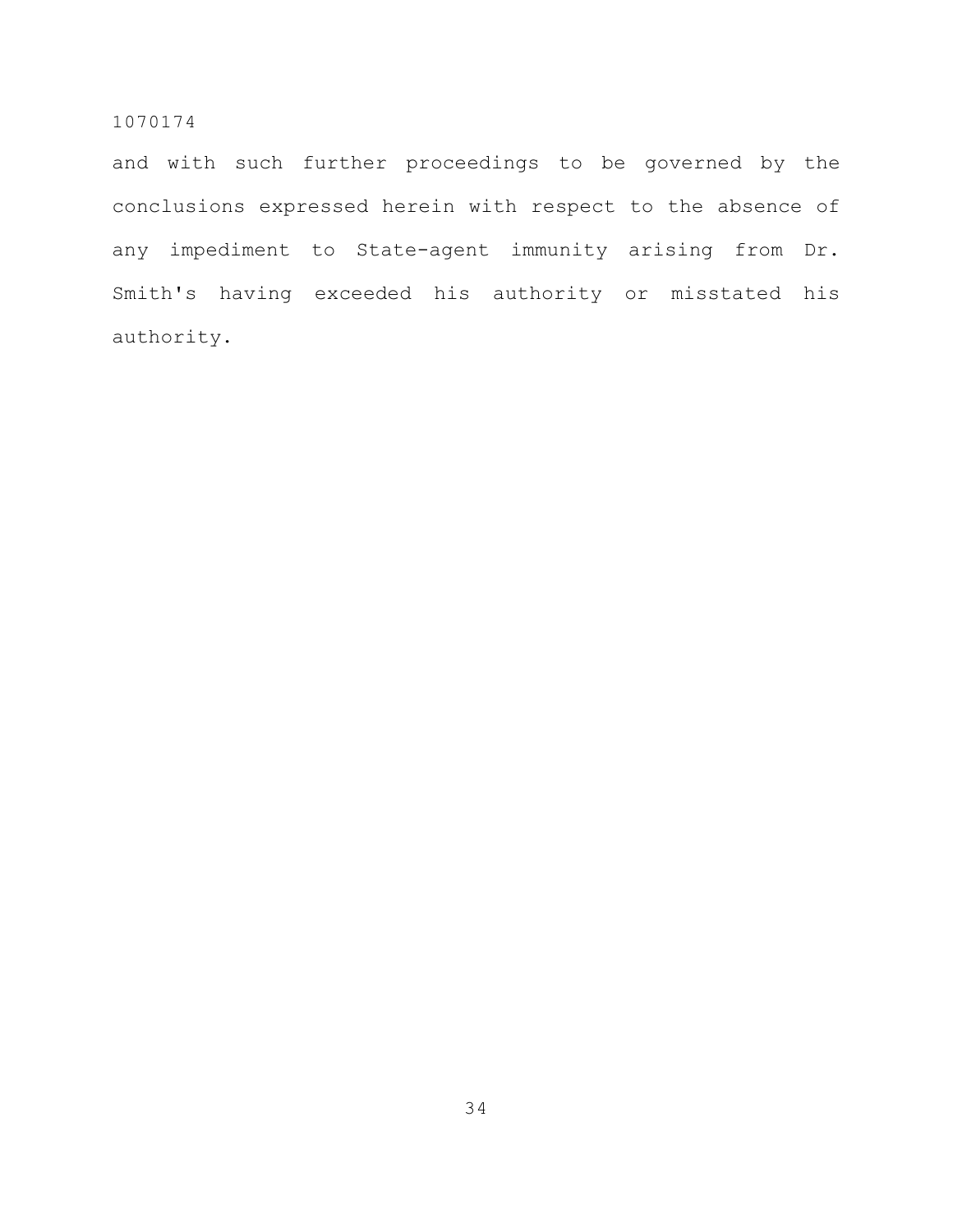and with such further proceedings to be governed by the conclusions expressed herein with respect to the absence of any impediment to State-agent immunity arising from Dr. Smith's having exceeded his authority or misstated his authority.